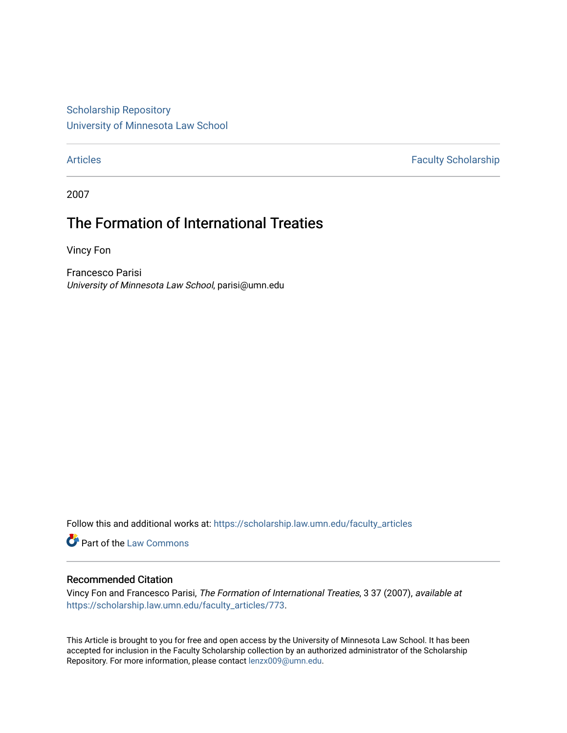Scholarship Repository
University of Minnesota Law School

Articles | Faculty Scholarship

2007

# The Formation of International Treaties

Vincy Fon

Francesco Parisi
*University of Minnesota Law School*, parisi@umn.edu

Follow this and additional works at: https://scholarship.law.umn.edu/faculty_articles

Part of the Law Commons

## Recommended Citation

Vincy Fon and Francesco Parisi, *The Formation of International Treaties*, 3 37 (2007), *available at* https://scholarship.law.umn.edu/faculty_articles/773.

This Article is brought to you for free and open access by the University of Minnesota Law School. It has been accepted for inclusion in the Faculty Scholarship collection by an authorized administrator of the Scholarship Repository. For more information, please contact lenzx009@umn.edu.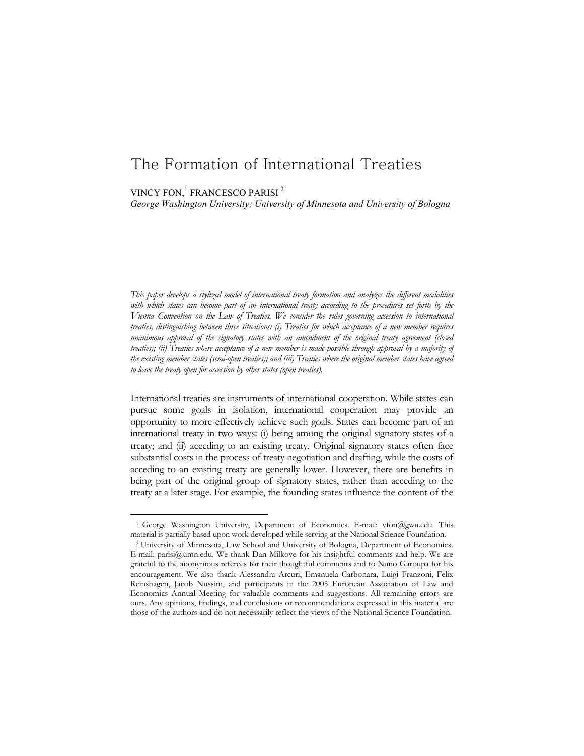# The Formation of International Treaties

VINCY FON,[1] FRANCESCO PARISI [2]

*George Washington University; University of Minnesota and University of Bologna*

*This paper develops a stylized model of international treaty formation and analyzes the different modalities with which states can become part of an international treaty according to the procedures set forth by the Vienna Convention on the Law of Treaties. We consider the rules governing accession to international treaties, distinguishing between three situations: (i) Treaties for which acceptance of a new member requires unanimous approval of the signatory states with an amendment of the original treaty agreement (closed treaties); (ii) Treaties where acceptance of a new member is made possible through approval by a majority of the existing member states (semi-open treaties); and (iii) Treaties where the original member states have agreed to leave the treaty open for accession by other states (open treaties).*

International treaties are instruments of international cooperation. While states can pursue some goals in isolation, international cooperation may provide an opportunity to more effectively achieve such goals. States can become part of an international treaty in two ways: (i) being among the original signatory states of a treaty; and (ii) acceding to an existing treaty. Original signatory states often face substantial costs in the process of treaty negotiation and drafting, while the costs of acceding to an existing treaty are generally lower. However, there are benefits in being part of the original group of signatory states, rather than acceding to the treaty at a later stage. For example, the founding states influence the content of the

---

[1] George Washington University, Department of Economics. E-mail: vfon@gwu.edu. This material is partially based upon work developed while serving at the National Science Foundation.

[2] University of Minnesota, Law School and University of Bologna, Department of Economics. E-mail: parisi@umn.edu. We thank Dan Milkove for his insightful comments and help. We are grateful to the anonymous referees for their thoughtful comments and to Nuno Garoupa for his encouragement. We also thank Alessandra Arcuri, Emanuela Carbonara, Luigi Franzoni, Felix Reinshagen, Jacob Nussim, and participants in the 2005 European Association of Law and Economics Annual Meeting for valuable comments and suggestions. All remaining errors are ours. Any opinions, findings, and conclusions or recommendations expressed in this material are those of the authors and do not necessarily reflect the views of the National Science Foundation.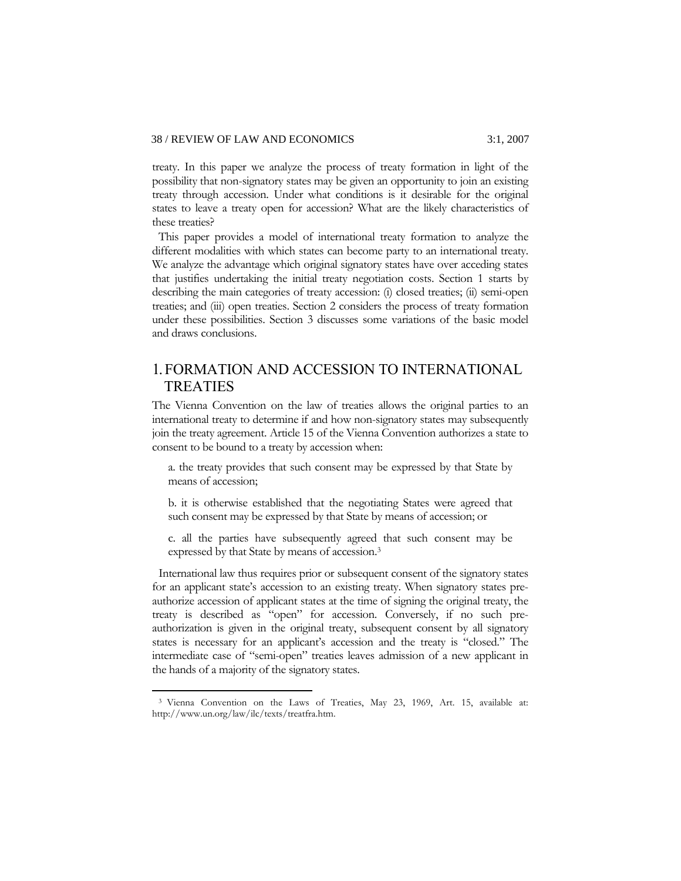treaty. In this paper we analyze the process of treaty formation in light of the possibility that non-signatory states may be given an opportunity to join an existing treaty through accession. Under what conditions is it desirable for the original states to leave a treaty open for accession? What are the likely characteristics of these treaties?

This paper provides a model of international treaty formation to analyze the different modalities with which states can become party to an international treaty. We analyze the advantage which original signatory states have over acceding states that justifies undertaking the initial treaty negotiation costs. Section 1 starts by describing the main categories of treaty accession: (i) closed treaties; (ii) semi-open treaties; and (iii) open treaties. Section 2 considers the process of treaty formation under these possibilities. Section 3 discusses some variations of the basic model and draws conclusions.

# 1. FORMATION AND ACCESSION TO INTERNATIONAL TREATIES

The Vienna Convention on the law of treaties allows the original parties to an international treaty to determine if and how non-signatory states may subsequently join the treaty agreement. Article 15 of the Vienna Convention authorizes a state to consent to be bound to a treaty by accession when:

a. the treaty provides that such consent may be expressed by that State by means of accession;

b. it is otherwise established that the negotiating States were agreed that such consent may be expressed by that State by means of accession; or

c. all the parties have subsequently agreed that such consent may be expressed by that State by means of accession.[3]

International law thus requires prior or subsequent consent of the signatory states for an applicant state's accession to an existing treaty. When signatory states pre-authorize accession of applicant states at the time of signing the original treaty, the treaty is described as "open" for accession. Conversely, if no such pre-authorization is given in the original treaty, subsequent consent by all signatory states is necessary for an applicant's accession and the treaty is "closed." The intermediate case of "semi-open" treaties leaves admission of a new applicant in the hands of a majority of the signatory states.

[3] Vienna Convention on the Laws of Treaties, May 23, 1969, Art. 15, available at: http://www.un.org/law/ilc/texts/treatfra.htm.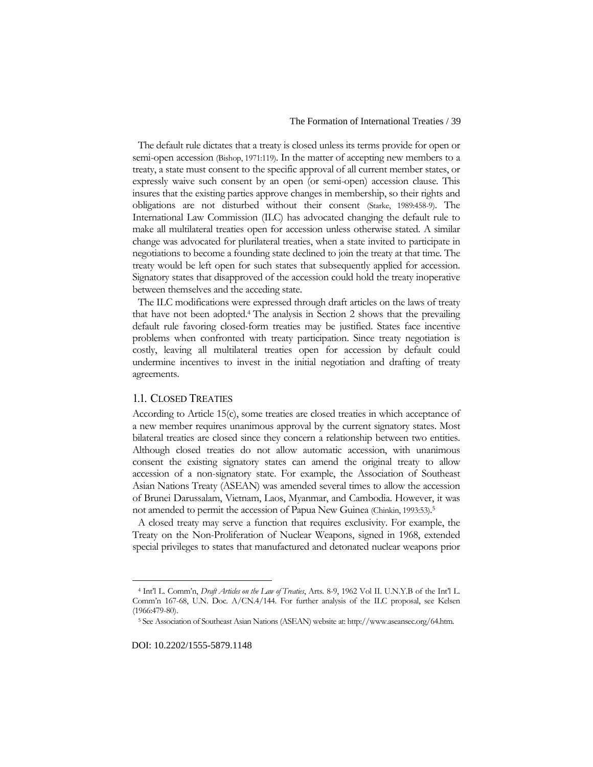The default rule dictates that a treaty is closed unless its terms provide for open or semi-open accession (Bishop, 1971:119). In the matter of accepting new members to a treaty, a state must consent to the specific approval of all current member states, or expressly waive such consent by an open (or semi-open) accession clause. This insures that the existing parties approve changes in membership, so their rights and obligations are not disturbed without their consent (Starke, 1989:458-9). The International Law Commission (ILC) has advocated changing the default rule to make all multilateral treaties open for accession unless otherwise stated. A similar change was advocated for plurilateral treaties, when a state invited to participate in negotiations to become a founding state declined to join the treaty at that time. The treaty would be left open for such states that subsequently applied for accession. Signatory states that disapproved of the accession could hold the treaty inoperative between themselves and the acceding state.

The ILC modifications were expressed through draft articles on the laws of treaty that have not been adopted.[4] The analysis in Section 2 shows that the prevailing default rule favoring closed-form treaties may be justified. States face incentive problems when confronted with treaty participation. Since treaty negotiation is costly, leaving all multilateral treaties open for accession by default could undermine incentives to invest in the initial negotiation and drafting of treaty agreements.

### 1.1. Closed Treaties

According to Article 15(c), some treaties are closed treaties in which acceptance of a new member requires unanimous approval by the current signatory states. Most bilateral treaties are closed since they concern a relationship between two entities. Although closed treaties do not allow automatic accession, with unanimous consent the existing signatory states can amend the original treaty to allow accession of a non-signatory state. For example, the Association of Southeast Asian Nations Treaty (ASEAN) was amended several times to allow the accession of Brunei Darussalam, Vietnam, Laos, Myanmar, and Cambodia. However, it was not amended to permit the accession of Papua New Guinea (Chinkin, 1993:53).[5]

A closed treaty may serve a function that requires exclusivity. For example, the Treaty on the Non-Proliferation of Nuclear Weapons, signed in 1968, extended special privileges to states that manufactured and detonated nuclear weapons prior

---

[4] Int'l L. Comm'n, *Draft Articles on the Law of Treaties*, Arts. 8-9, 1962 Vol II. U.N.Y.B of the Int'l L. Comm'n 167-68, U.N. Doc. A/CN.4/144. For further analysis of the ILC proposal, see Kelsen (1966:479-80).

[5] See Association of Southeast Asian Nations (ASEAN) website at: http://www.aseansec.org/64.htm.

DOI: 10.2202/1555-5879.1148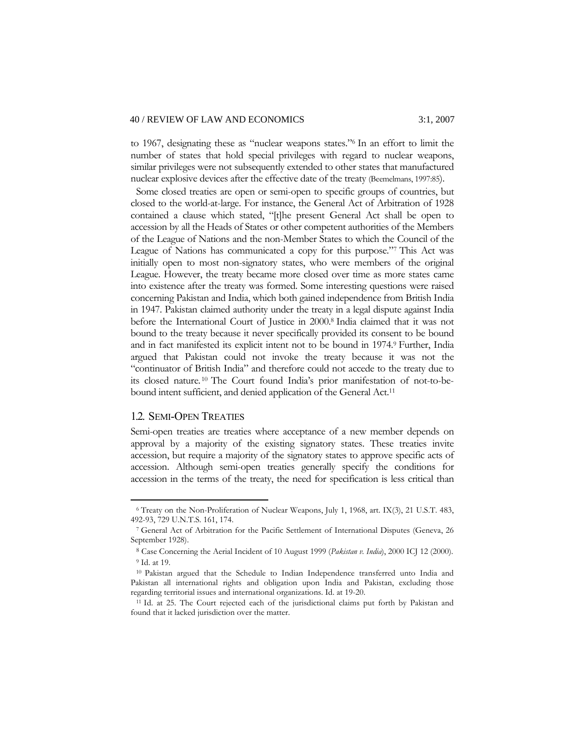to 1967, designating these as "nuclear weapons states."[6] In an effort to limit the number of states that hold special privileges with regard to nuclear weapons, similar privileges were not subsequently extended to other states that manufactured nuclear explosive devices after the effective date of the treaty (Beemelmans, 1997:85).

Some closed treaties are open or semi-open to specific groups of countries, but closed to the world-at-large. For instance, the General Act of Arbitration of 1928 contained a clause which stated, "[t]he present General Act shall be open to accession by all the Heads of States or other competent authorities of the Members of the League of Nations and the non-Member States to which the Council of the League of Nations has communicated a copy for this purpose."[7] This Act was initially open to most non-signatory states, who were members of the original League. However, the treaty became more closed over time as more states came into existence after the treaty was formed. Some interesting questions were raised concerning Pakistan and India, which both gained independence from British India in 1947. Pakistan claimed authority under the treaty in a legal dispute against India before the International Court of Justice in 2000.[8] India claimed that it was not bound to the treaty because it never specifically provided its consent to be bound and in fact manifested its explicit intent not to be bound in 1974.[9] Further, India argued that Pakistan could not invoke the treaty because it was not the "continuator of British India" and therefore could not accede to the treaty due to its closed nature.[10] The Court found India's prior manifestation of not-to-be-bound intent sufficient, and denied application of the General Act.[11]

## 1.2. Semi-Open Treaties

Semi-open treaties are treaties where acceptance of a new member depends on approval by a majority of the existing signatory states. These treaties invite accession, but require a majority of the signatory states to approve specific acts of accession. Although semi-open treaties generally specify the conditions for accession in the terms of the treaty, the need for specification is less critical than

---

[6] Treaty on the Non-Proliferation of Nuclear Weapons, July 1, 1968, art. IX(3), 21 U.S.T. 483, 492-93, 729 U.N.T.S. 161, 174.

[7] General Act of Arbitration for the Pacific Settlement of International Disputes (Geneva, 26 September 1928).

[8] Case Concerning the Aerial Incident of 10 August 1999 (*Pakistan v. India*), 2000 ICJ 12 (2000).

[9] Id. at 19.

[10] Pakistan argued that the Schedule to Indian Independence transferred unto India and Pakistan all international rights and obligation upon India and Pakistan, excluding those regarding territorial issues and international organizations. Id. at 19-20.

[11] Id. at 25. The Court rejected each of the jurisdictional claims put forth by Pakistan and found that it lacked jurisdiction over the matter.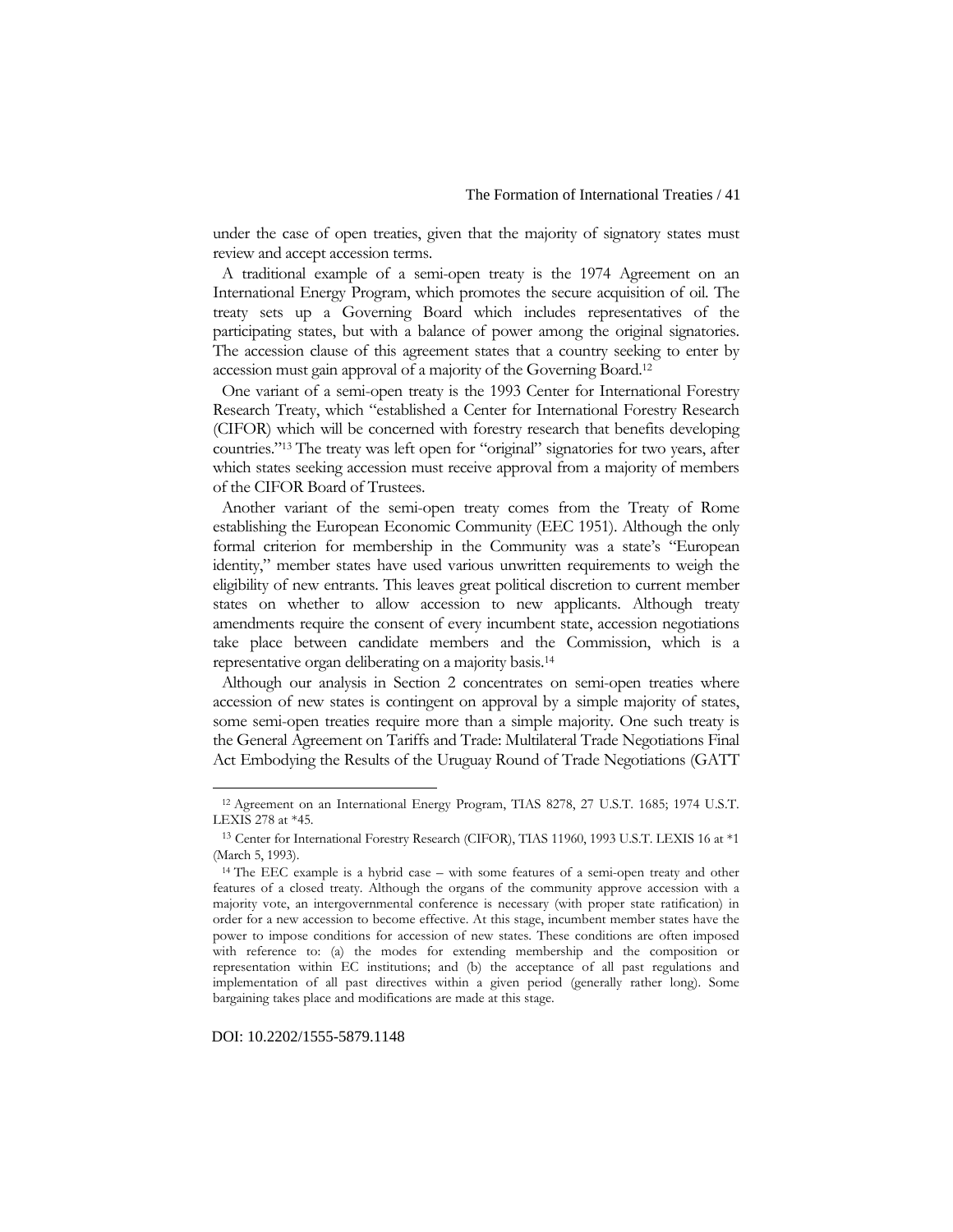under the case of open treaties, given that the majority of signatory states must review and accept accession terms.

A traditional example of a semi-open treaty is the 1974 Agreement on an International Energy Program, which promotes the secure acquisition of oil. The treaty sets up a Governing Board which includes representatives of the participating states, but with a balance of power among the original signatories. The accession clause of this agreement states that a country seeking to enter by accession must gain approval of a majority of the Governing Board.[12]

One variant of a semi-open treaty is the 1993 Center for International Forestry Research Treaty, which "established a Center for International Forestry Research (CIFOR) which will be concerned with forestry research that benefits developing countries."[13] The treaty was left open for "original" signatories for two years, after which states seeking accession must receive approval from a majority of members of the CIFOR Board of Trustees.

Another variant of the semi-open treaty comes from the Treaty of Rome establishing the European Economic Community (EEC 1951). Although the only formal criterion for membership in the Community was a state's "European identity," member states have used various unwritten requirements to weigh the eligibility of new entrants. This leaves great political discretion to current member states on whether to allow accession to new applicants. Although treaty amendments require the consent of every incumbent state, accession negotiations take place between candidate members and the Commission, which is a representative organ deliberating on a majority basis.[14]

Although our analysis in Section 2 concentrates on semi-open treaties where accession of new states is contingent on approval by a simple majority of states, some semi-open treaties require more than a simple majority. One such treaty is the General Agreement on Tariffs and Trade: Multilateral Trade Negotiations Final Act Embodying the Results of the Uruguay Round of Trade Negotiations (GATT

---

[12] Agreement on an International Energy Program, TIAS 8278, 27 U.S.T. 1685; 1974 U.S.T. LEXIS 278 at *45.

[13] Center for International Forestry Research (CIFOR), TIAS 11960, 1993 U.S.T. LEXIS 16 at *1 (March 5, 1993).

[14] The EEC example is a hybrid case – with some features of a semi-open treaty and other features of a closed treaty. Although the organs of the community approve accession with a majority vote, an intergovernmental conference is necessary (with proper state ratification) in order for a new accession to become effective. At this stage, incumbent member states have the power to impose conditions for accession of new states. These conditions are often imposed with reference to: (a) the modes for extending membership and the composition or representation within EC institutions; and (b) the acceptance of all past regulations and implementation of all past directives within a given period (generally rather long). Some bargaining takes place and modifications are made at this stage.

DOI: 10.2202/1555-5879.1148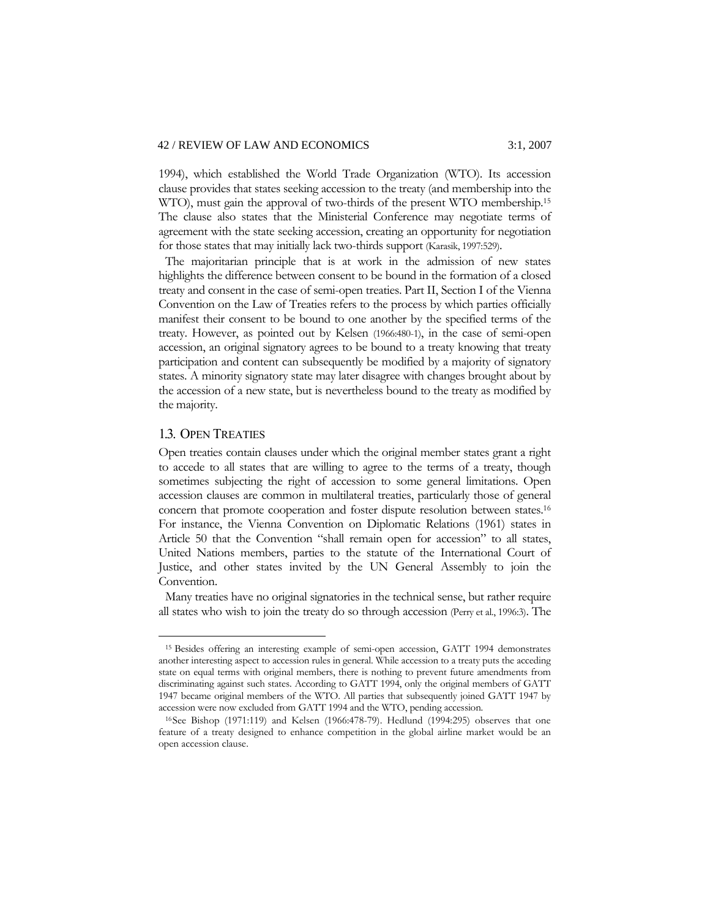1994), which established the World Trade Organization (WTO). Its accession clause provides that states seeking accession to the treaty (and membership into the WTO), must gain the approval of two-thirds of the present WTO membership.[15] The clause also states that the Ministerial Conference may negotiate terms of agreement with the state seeking accession, creating an opportunity for negotiation for those states that may initially lack two-thirds support (Karasik, 1997:529).

The majoritarian principle that is at work in the admission of new states highlights the difference between consent to be bound in the formation of a closed treaty and consent in the case of semi-open treaties. Part II, Section I of the Vienna Convention on the Law of Treaties refers to the process by which parties officially manifest their consent to be bound to one another by the specified terms of the treaty. However, as pointed out by Kelsen (1966:480-1), in the case of semi-open accession, an original signatory agrees to be bound to a treaty knowing that treaty participation and content can subsequently be modified by a majority of signatory states. A minority signatory state may later disagree with changes brought about by the accession of a new state, but is nevertheless bound to the treaty as modified by the majority.

### 1.3. Open Treaties

Open treaties contain clauses under which the original member states grant a right to accede to all states that are willing to agree to the terms of a treaty, though sometimes subjecting the right of accession to some general limitations. Open accession clauses are common in multilateral treaties, particularly those of general concern that promote cooperation and foster dispute resolution between states.[16] For instance, the Vienna Convention on Diplomatic Relations (1961) states in Article 50 that the Convention "shall remain open for accession" to all states, United Nations members, parties to the statute of the International Court of Justice, and other states invited by the UN General Assembly to join the Convention.

Many treaties have no original signatories in the technical sense, but rather require all states who wish to join the treaty do so through accession (Perry et al., 1996:3). The

---

[15] Besides offering an interesting example of semi-open accession, GATT 1994 demonstrates another interesting aspect to accession rules in general. While accession to a treaty puts the acceding state on equal terms with original members, there is nothing to prevent future amendments from discriminating against such states. According to GATT 1994, only the original members of GATT 1947 became original members of the WTO. All parties that subsequently joined GATT 1947 by accession were now excluded from GATT 1994 and the WTO, pending accession.

[16] See Bishop (1971:119) and Kelsen (1966:478-79). Hedlund (1994:295) observes that one feature of a treaty designed to enhance competition in the global airline market would be an open accession clause.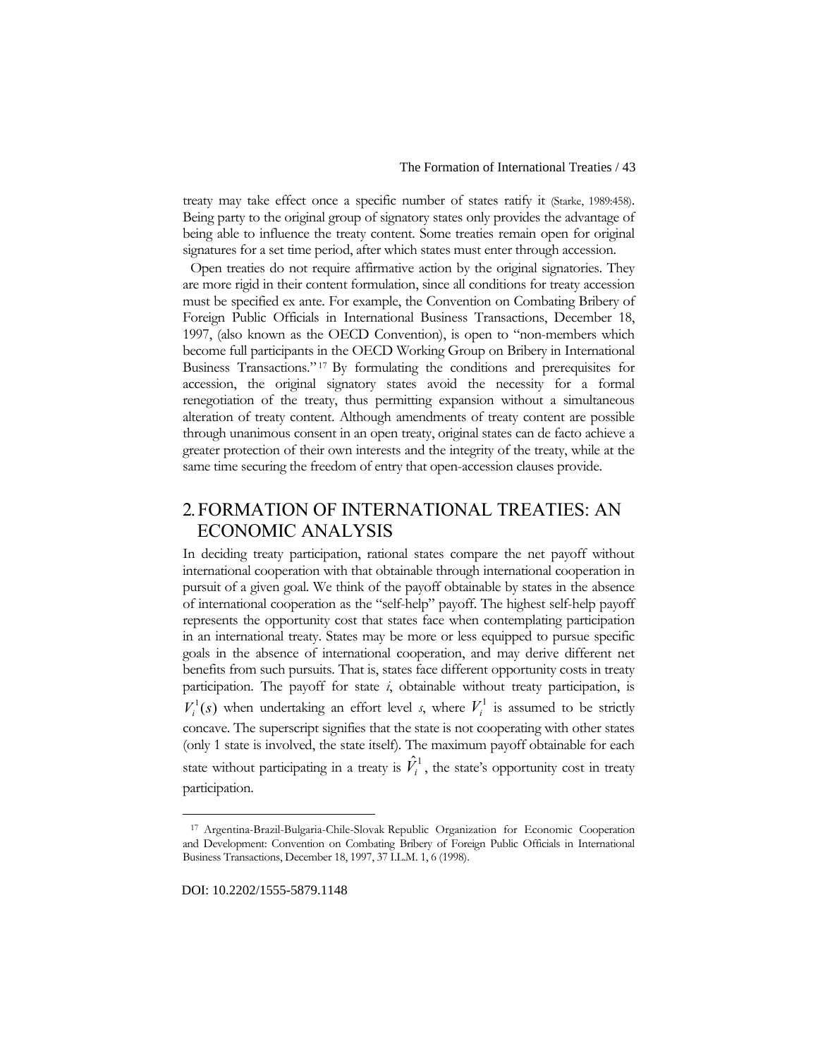treaty may take effect once a specific number of states ratify it (Starke, 1989:458). Being party to the original group of signatory states only provides the advantage of being able to influence the treaty content. Some treaties remain open for original signatures for a set time period, after which states must enter through accession.

Open treaties do not require affirmative action by the original signatories. They are more rigid in their content formulation, since all conditions for treaty accession must be specified ex ante. For example, the Convention on Combating Bribery of Foreign Public Officials in International Business Transactions, December 18, 1997, (also known as the OECD Convention), is open to "non-members which become full participants in the OECD Working Group on Bribery in International Business Transactions."[17] By formulating the conditions and prerequisites for accession, the original signatory states avoid the necessity for a formal renegotiation of the treaty, thus permitting expansion without a simultaneous alteration of treaty content. Although amendments of treaty content are possible through unanimous consent in an open treaty, original states can de facto achieve a greater protection of their own interests and the integrity of the treaty, while at the same time securing the freedom of entry that open-accession clauses provide.

## 2. FORMATION OF INTERNATIONAL TREATIES: AN ECONOMIC ANALYSIS

In deciding treaty participation, rational states compare the net payoff without international cooperation with that obtainable through international cooperation in pursuit of a given goal. We think of the payoff obtainable by states in the absence of international cooperation as the "self-help" payoff. The highest self-help payoff represents the opportunity cost that states face when contemplating participation in an international treaty. States may be more or less equipped to pursue specific goals in the absence of international cooperation, and may derive different net benefits from such pursuits. That is, states face different opportunity costs in treaty participation. The payoff for state *i*, obtainable without treaty participation, is $V_i^1(s)$ when undertaking an effort level *s*, where $V_i^1$ is assumed to be strictly concave. The superscript signifies that the state is not cooperating with other states (only 1 state is involved, the state itself). The maximum payoff obtainable for each state without participating in a treaty is $\hat{V}_i^1$, the state's opportunity cost in treaty participation.

[17] Argentina-Brazil-Bulgaria-Chile-Slovak Republic Organization for Economic Cooperation and Development: Convention on Combating Bribery of Foreign Public Officials in International Business Transactions, December 18, 1997, 37 I.L.M. 1, 6 (1998).

DOI: 10.2202/1555-5879.1148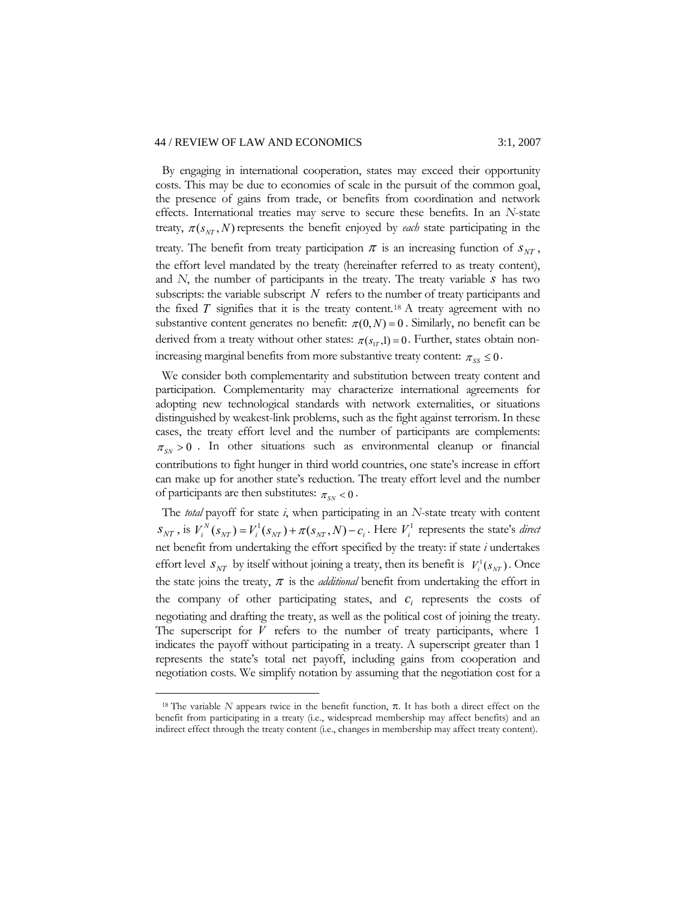By engaging in international cooperation, states may exceed their opportunity costs. This may be due to economies of scale in the pursuit of the common goal, the presence of gains from trade, or benefits from coordination and network effects. International treaties may serve to secure these benefits. In an $N$-state treaty, $\pi(s_{NT}, N)$ represents the benefit enjoyed by *each* state participating in the treaty. The benefit from treaty participation $\pi$ is an increasing function of $s_{NT}$, the effort level mandated by the treaty (hereinafter referred to as treaty content), and $N$, the number of participants in the treaty. The treaty variable $s$ has two subscripts: the variable subscript $N$ refers to the number of treaty participants and the fixed $T$ signifies that it is the treaty content.[18] A treaty agreement with no substantive content generates no benefit: $\pi(0, N) = 0$. Similarly, no benefit can be derived from a treaty without other states: $\pi(s_{1T}, 1) = 0$. Further, states obtain non-increasing marginal benefits from more substantive treaty content: $\pi_{SS} \leq 0$.

We consider both complementarity and substitution between treaty content and participation. Complementarity may characterize international agreements for adopting new technological standards with network externalities, or situations distinguished by weakest-link problems, such as the fight against terrorism. In these cases, the treaty effort level and the number of participants are complements: $\pi_{SN} > 0$. In other situations such as environmental cleanup or financial contributions to fight hunger in third world countries, one state's increase in effort can make up for another state's reduction. The treaty effort level and the number of participants are then substitutes: $\pi_{SN} < 0$.

The *total* payoff for state $i$, when participating in an $N$-state treaty with content $s_{NT}$, is $V_i^N(s_{NT}) = V_i^1(s_{NT}) + \pi(s_{NT}, N) - c_i$. Here $V_i^1$ represents the state's *direct* net benefit from undertaking the effort specified by the treaty: if state $i$ undertakes effort level $s_{NT}$ by itself without joining a treaty, then its benefit is $V_i^1(s_{NT})$. Once the state joins the treaty, $\pi$ is the *additional* benefit from undertaking the effort in the company of other participating states, and $c_i$ represents the costs of negotiating and drafting the treaty, as well as the political cost of joining the treaty. The superscript for $V$ refers to the number of treaty participants, where 1 indicates the payoff without participating in a treaty. A superscript greater than 1 represents the state's total net payoff, including gains from cooperation and negotiation costs. We simplify notation by assuming that the negotiation cost for a

[18] The variable $N$ appears twice in the benefit function, $\pi$. It has both a direct effect on the benefit from participating in a treaty (i.e., widespread membership may affect benefits) and an indirect effect through the treaty content (i.e., changes in membership may affect treaty content).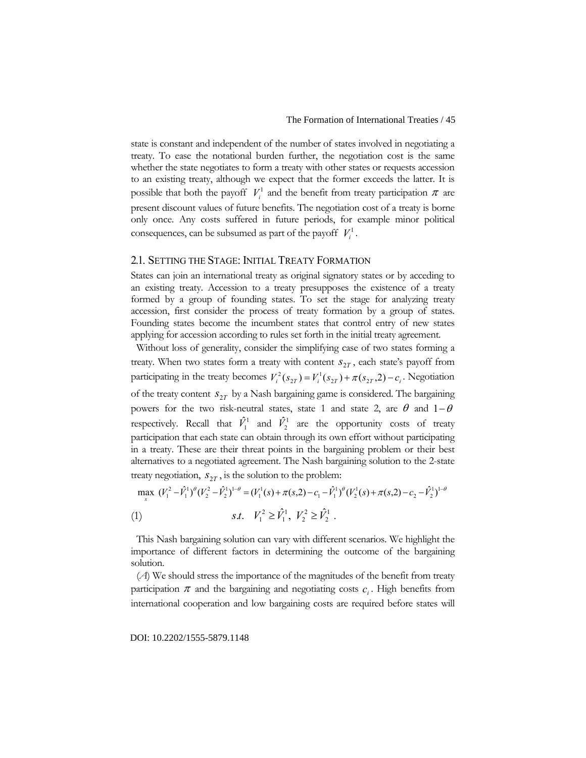state is constant and independent of the number of states involved in negotiating a treaty. To ease the notational burden further, the negotiation cost is the same whether the state negotiates to form a treaty with other states or requests accession to an existing treaty, although we expect that the former exceeds the latter. It is possible that both the payoff $V_i^1$ and the benefit from treaty participation $\pi$ are present discount values of future benefits. The negotiation cost of a treaty is borne only once. Any costs suffered in future periods, for example minor political consequences, can be subsumed as part of the payoff $V_i^1$.

## 2.1. Setting the Stage: Initial Treaty Formation

States can join an international treaty as original signatory states or by acceding to an existing treaty. Accession to a treaty presupposes the existence of a treaty formed by a group of founding states. To set the stage for analyzing treaty accession, first consider the process of treaty formation by a group of states. Founding states become the incumbent states that control entry of new states applying for accession according to rules set forth in the initial treaty agreement.

Without loss of generality, consider the simplifying case of two states forming a treaty. When two states form a treaty with content $s_{2T}$, each state's payoff from participating in the treaty becomes $V_i^2(s_{2T}) = V_i^1(s_{2T}) + \pi(s_{2T}, 2) - c_i$. Negotiation of the treaty content $s_{2T}$ by a Nash bargaining game is considered. The bargaining powers for the two risk-neutral states, state 1 and state 2, are $\theta$ and $1-\theta$ respectively. Recall that $\hat{V}_1^1$ and $\hat{V}_2^1$ are the opportunity costs of treaty participation that each state can obtain through its own effort without participating in a treaty. These are their threat points in the bargaining problem or their best alternatives to a negotiated agreement. The Nash bargaining solution to the 2-state treaty negotiation, $s_{2T}$, is the solution to the problem:

$$\max_s \ (V_1^2 - \hat{V}_1^1)^{\theta}(V_2^2 - \hat{V}_2^1)^{1-\theta} = (V_1^1(s) + \pi(s,2) - c_1 - \hat{V}_1^1)^{\theta}(V_2^1(s) + \pi(s,2) - c_2 - \hat{V}_2^1)^{1-\theta}$$

$$\text{(1)} \qquad s.t. \quad V_1^2 \geq \hat{V}_1^1, \ V_2^2 \geq \hat{V}_2^1 .$$

This Nash bargaining solution can vary with different scenarios. We highlight the importance of different factors in determining the outcome of the bargaining solution.

(*A*) We should stress the importance of the magnitudes of the benefit from treaty participation $\pi$ and the bargaining and negotiating costs $c_i$. High benefits from international cooperation and low bargaining costs are required before states will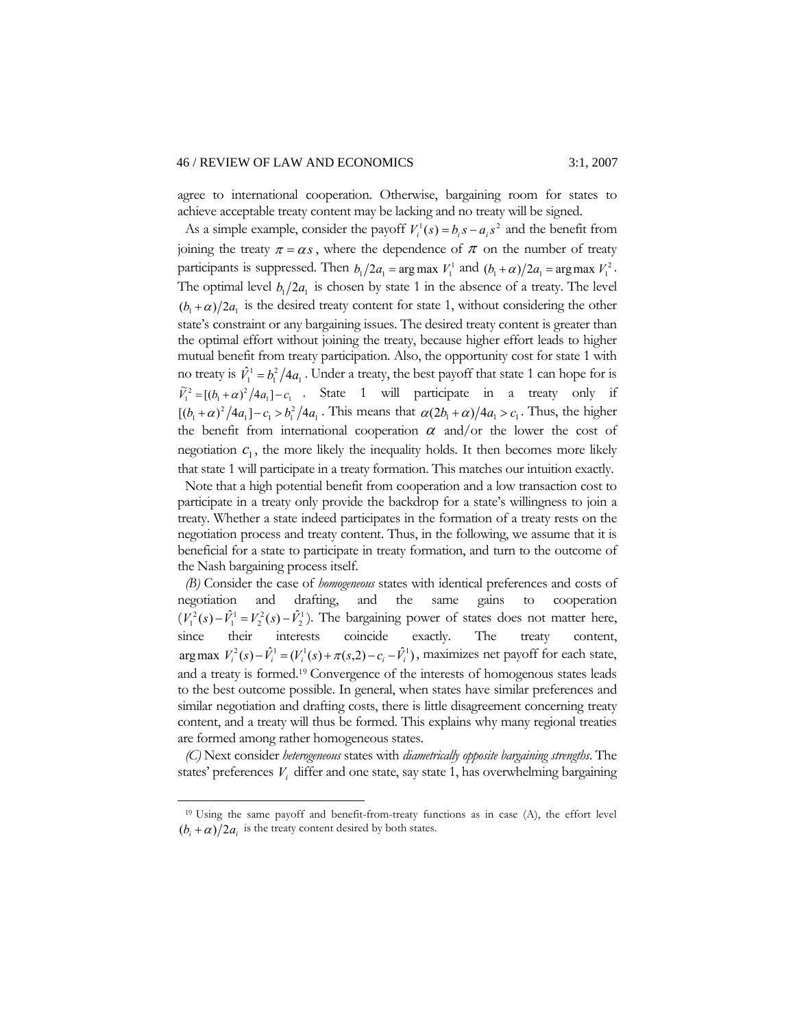agree to international cooperation. Otherwise, bargaining room for states to achieve acceptable treaty content may be lacking and no treaty will be signed.

As a simple example, consider the payoff $V_i^1(s) = b_i s - a_i s^2$ and the benefit from joining the treaty $\pi = \alpha s$, where the dependence of $\pi$ on the number of treaty participants is suppressed. Then $b_1/2a_1 = \arg\max\ V_1^1$ and $(b_1 + \alpha)/2a_1 = \arg\max\ V_1^2$. The optimal level $b_1/2a_1$ is chosen by state 1 in the absence of a treaty. The level $(b_1 + \alpha)/2a_1$ is the desired treaty content for state 1, without considering the other state's constraint or any bargaining issues. The desired treaty content is greater than the optimal effort without joining the treaty, because higher effort leads to higher mutual benefit from treaty participation. Also, the opportunity cost for state 1 with no treaty is $\hat{V}_1^1 = b_1^2/4a_1$. Under a treaty, the best payoff that state 1 can hope for is $\tilde{V}_1^2 = [(b_1 + \alpha)^2/4a_1] - c_1$. State 1 will participate in a treaty only if $[(b_1 + \alpha)^2/4a_1] - c_1 > b_1^2/4a_1$. This means that $\alpha(2b_1 + \alpha)/4a_1 > c_1$. Thus, the higher the benefit from international cooperation $\alpha$ and/or the lower the cost of negotiation $c_1$, the more likely the inequality holds. It then becomes more likely that state 1 will participate in a treaty formation. This matches our intuition exactly.

Note that a high potential benefit from cooperation and a low transaction cost to participate in a treaty only provide the backdrop for a state's willingness to join a treaty. Whether a state indeed participates in the formation of a treaty rests on the negotiation process and treaty content. Thus, in the following, we assume that it is beneficial for a state to participate in treaty formation, and turn to the outcome of the Nash bargaining process itself.

*(B)* Consider the case of *homogeneous* states with identical preferences and costs of negotiation and drafting, and the same gains to cooperation ($V_1^2(s) - \hat{V}_1^1 = V_2^2(s) - \hat{V}_2^1$). The bargaining power of states does not matter here, since their interests coincide exactly. The treaty content, $\arg\max\ V_i^2(s) - \hat{V}_i^1 = (V_i^1(s) + \pi(s,2) - c_i - \hat{V}_i^1)$, maximizes net payoff for each state, and a treaty is formed.[19] Convergence of the interests of homogenous states leads to the best outcome possible. In general, when states have similar preferences and similar negotiation and drafting costs, there is little disagreement concerning treaty content, and a treaty will thus be formed. This explains why many regional treaties are formed among rather homogeneous states.

*(C)* Next consider *heterogeneous* states with *diametrically opposite bargaining strengths*. The states' preferences $V_i$ differ and one state, say state 1, has overwhelming bargaining

---

[19] Using the same payoff and benefit-from-treaty functions as in case (A), the effort level $(b_i + \alpha)/2a_i$ is the treaty content desired by both states.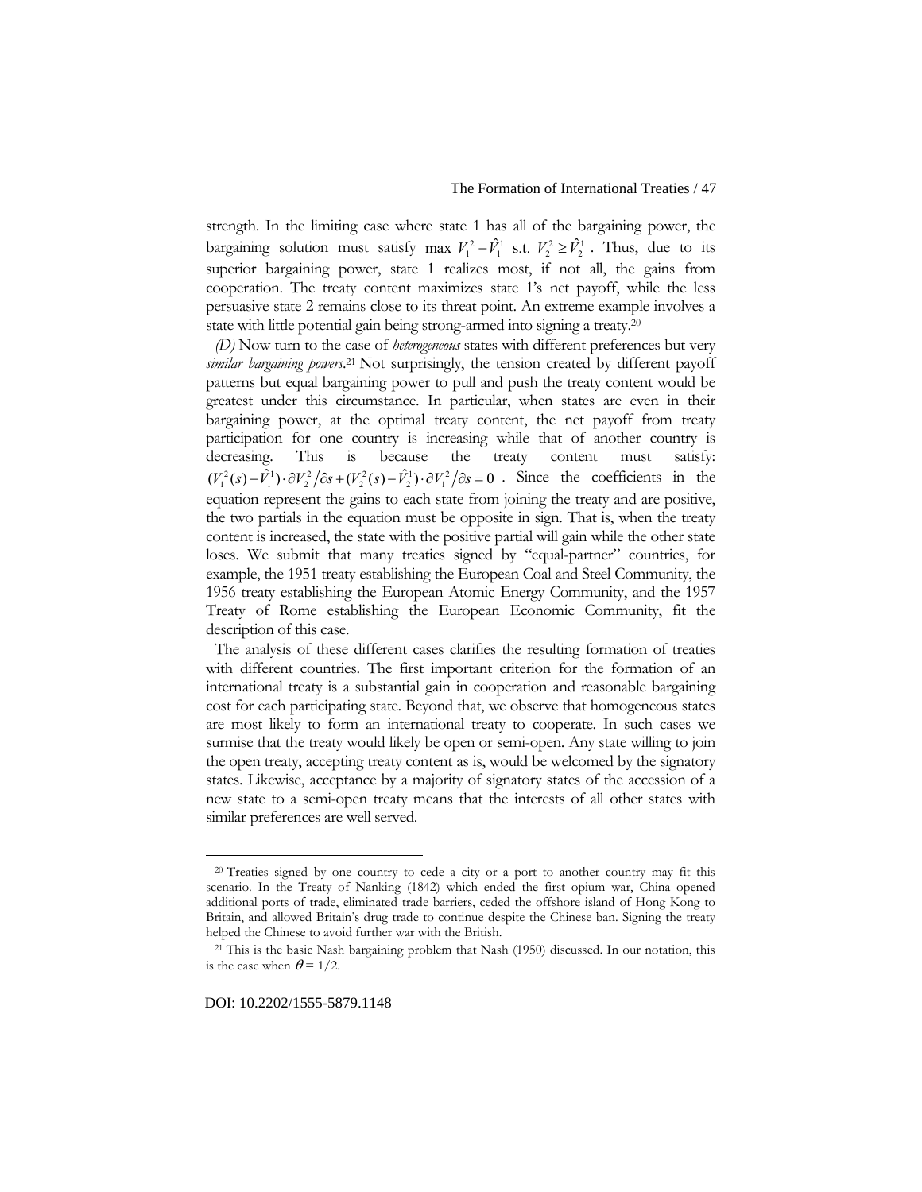strength. In the limiting case where state 1 has all of the bargaining power, the bargaining solution must satisfy $\max V_1^2 - \hat{V}_1^1$ s.t. $V_2^2 \geq \hat{V}_2^1$. Thus, due to its superior bargaining power, state 1 realizes most, if not all, the gains from cooperation. The treaty content maximizes state 1's net payoff, while the less persuasive state 2 remains close to its threat point. An extreme example involves a state with little potential gain being strong-armed into signing a treaty.[20]

*(D)* Now turn to the case of *heterogeneous* states with different preferences but very *similar bargaining powers*.[21] Not surprisingly, the tension created by different payoff patterns but equal bargaining power to pull and push the treaty content would be greatest under this circumstance. In particular, when states are even in their bargaining power, at the optimal treaty content, the net payoff from treaty participation for one country is increasing while that of another country is decreasing. This is because the treaty content must satisfy: $(V_1^2(s) - \hat{V}_1^1) \cdot \partial V_2^2 / \partial s + (V_2^2(s) - \hat{V}_2^1) \cdot \partial V_1^2 / \partial s = 0$. Since the coefficients in the equation represent the gains to each state from joining the treaty and are positive, the two partials in the equation must be opposite in sign. That is, when the treaty content is increased, the state with the positive partial will gain while the other state loses. We submit that many treaties signed by "equal-partner" countries, for example, the 1951 treaty establishing the European Coal and Steel Community, the 1956 treaty establishing the European Atomic Energy Community, and the 1957 Treaty of Rome establishing the European Economic Community, fit the description of this case.

The analysis of these different cases clarifies the resulting formation of treaties with different countries. The first important criterion for the formation of an international treaty is a substantial gain in cooperation and reasonable bargaining cost for each participating state. Beyond that, we observe that homogeneous states are most likely to form an international treaty to cooperate. In such cases we surmise that the treaty would likely be open or semi-open. Any state willing to join the open treaty, accepting treaty content as is, would be welcomed by the signatory states. Likewise, acceptance by a majority of signatory states of the accession of a new state to a semi-open treaty means that the interests of all other states with similar preferences are well served.

---

[20] Treaties signed by one country to cede a city or a port to another country may fit this scenario. In the Treaty of Nanking (1842) which ended the first opium war, China opened additional ports of trade, eliminated trade barriers, ceded the offshore island of Hong Kong to Britain, and allowed Britain's drug trade to continue despite the Chinese ban. Signing the treaty helped the Chinese to avoid further war with the British.

[21] This is the basic Nash bargaining problem that Nash (1950) discussed. In our notation, this is the case when $\theta = 1/2$.

DOI: 10.2202/1555-5879.1148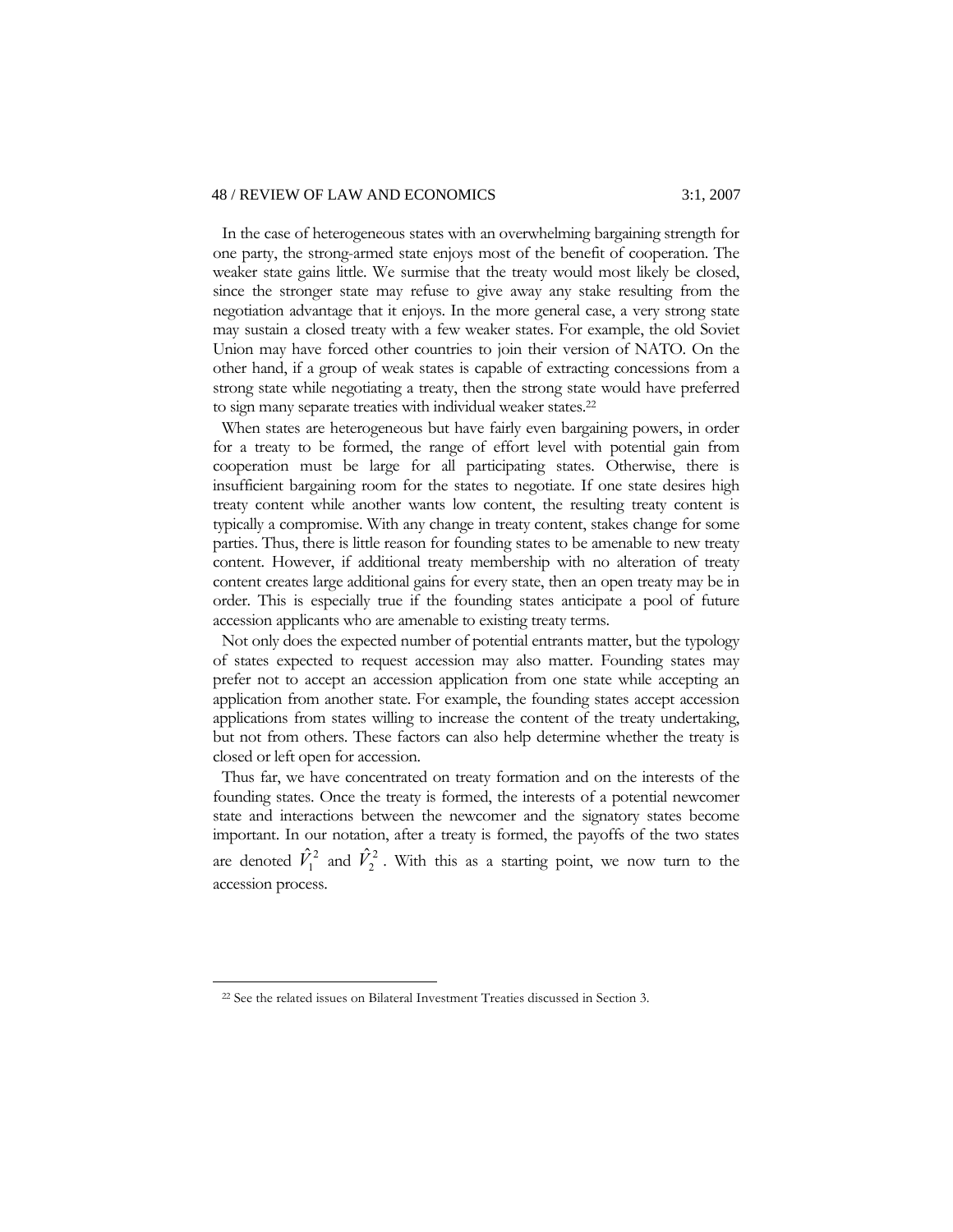In the case of heterogeneous states with an overwhelming bargaining strength for one party, the strong-armed state enjoys most of the benefit of cooperation. The weaker state gains little. We surmise that the treaty would most likely be closed, since the stronger state may refuse to give away any stake resulting from the negotiation advantage that it enjoys. In the more general case, a very strong state may sustain a closed treaty with a few weaker states. For example, the old Soviet Union may have forced other countries to join their version of NATO. On the other hand, if a group of weak states is capable of extracting concessions from a strong state while negotiating a treaty, then the strong state would have preferred to sign many separate treaties with individual weaker states.[22]

When states are heterogeneous but have fairly even bargaining powers, in order for a treaty to be formed, the range of effort level with potential gain from cooperation must be large for all participating states. Otherwise, there is insufficient bargaining room for the states to negotiate. If one state desires high treaty content while another wants low content, the resulting treaty content is typically a compromise. With any change in treaty content, stakes change for some parties. Thus, there is little reason for founding states to be amenable to new treaty content. However, if additional treaty membership with no alteration of treaty content creates large additional gains for every state, then an open treaty may be in order. This is especially true if the founding states anticipate a pool of future accession applicants who are amenable to existing treaty terms.

Not only does the expected number of potential entrants matter, but the typology of states expected to request accession may also matter. Founding states may prefer not to accept an accession application from one state while accepting an application from another state. For example, the founding states accept accession applications from states willing to increase the content of the treaty undertaking, but not from others. These factors can also help determine whether the treaty is closed or left open for accession.

Thus far, we have concentrated on treaty formation and on the interests of the founding states. Once the treaty is formed, the interests of a potential newcomer state and interactions between the newcomer and the signatory states become important. In our notation, after a treaty is formed, the payoffs of the two states are denoted $\hat{V}_1^2$ and $\hat{V}_2^2$. With this as a starting point, we now turn to the accession process.

[22] See the related issues on Bilateral Investment Treaties discussed in Section 3.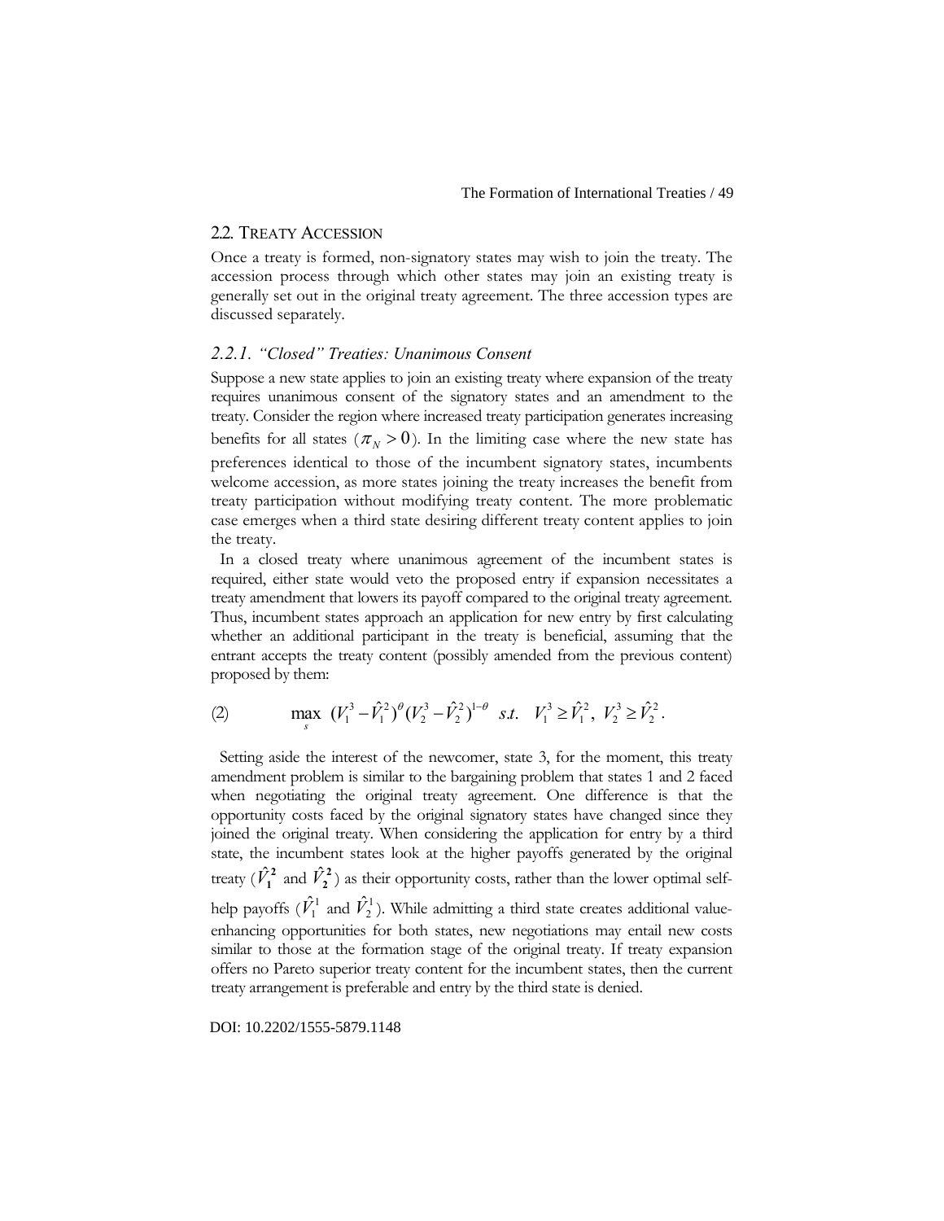## 2.2. Treaty Accession

Once a treaty is formed, non-signatory states may wish to join the treaty. The accession process through which other states may join an existing treaty is generally set out in the original treaty agreement. The three accession types are discussed separately.

### *2.2.1. "Closed" Treaties: Unanimous Consent*

Suppose a new state applies to join an existing treaty where expansion of the treaty requires unanimous consent of the signatory states and an amendment to the treaty. Consider the region where increased treaty participation generates increasing benefits for all states ($\pi_N > 0$). In the limiting case where the new state has preferences identical to those of the incumbent signatory states, incumbents welcome accession, as more states joining the treaty increases the benefit from treaty participation without modifying treaty content. The more problematic case emerges when a third state desiring different treaty content applies to join the treaty.

In a closed treaty where unanimous agreement of the incumbent states is required, either state would veto the proposed entry if expansion necessitates a treaty amendment that lowers its payoff compared to the original treaty agreement. Thus, incumbent states approach an application for new entry by first calculating whether an additional participant in the treaty is beneficial, assuming that the entrant accepts the treaty content (possibly amended from the previous content) proposed by them:

$$(2) \qquad \max_{s} \ (V_1^3 - \hat{V}_1^2)^{\theta}(V_2^3 - \hat{V}_2^2)^{1-\theta} \ \ s.t. \ \ V_1^3 \geq \hat{V}_1^2, \ V_2^3 \geq \hat{V}_2^2 .$$

Setting aside the interest of the newcomer, state 3, for the moment, this treaty amendment problem is similar to the bargaining problem that states 1 and 2 faced when negotiating the original treaty agreement. One difference is that the opportunity costs faced by the original signatory states have changed since they joined the original treaty. When considering the application for entry by a third state, the incumbent states look at the higher payoffs generated by the original treaty ($\hat{V}_1^2$ and $\hat{V}_2^2$) as their opportunity costs, rather than the lower optimal self-help payoffs ($\hat{V}_1^1$ and $\hat{V}_2^1$). While admitting a third state creates additional value-enhancing opportunities for both states, new negotiations may entail new costs similar to those at the formation stage of the original treaty. If treaty expansion offers no Pareto superior treaty content for the incumbent states, then the current treaty arrangement is preferable and entry by the third state is denied.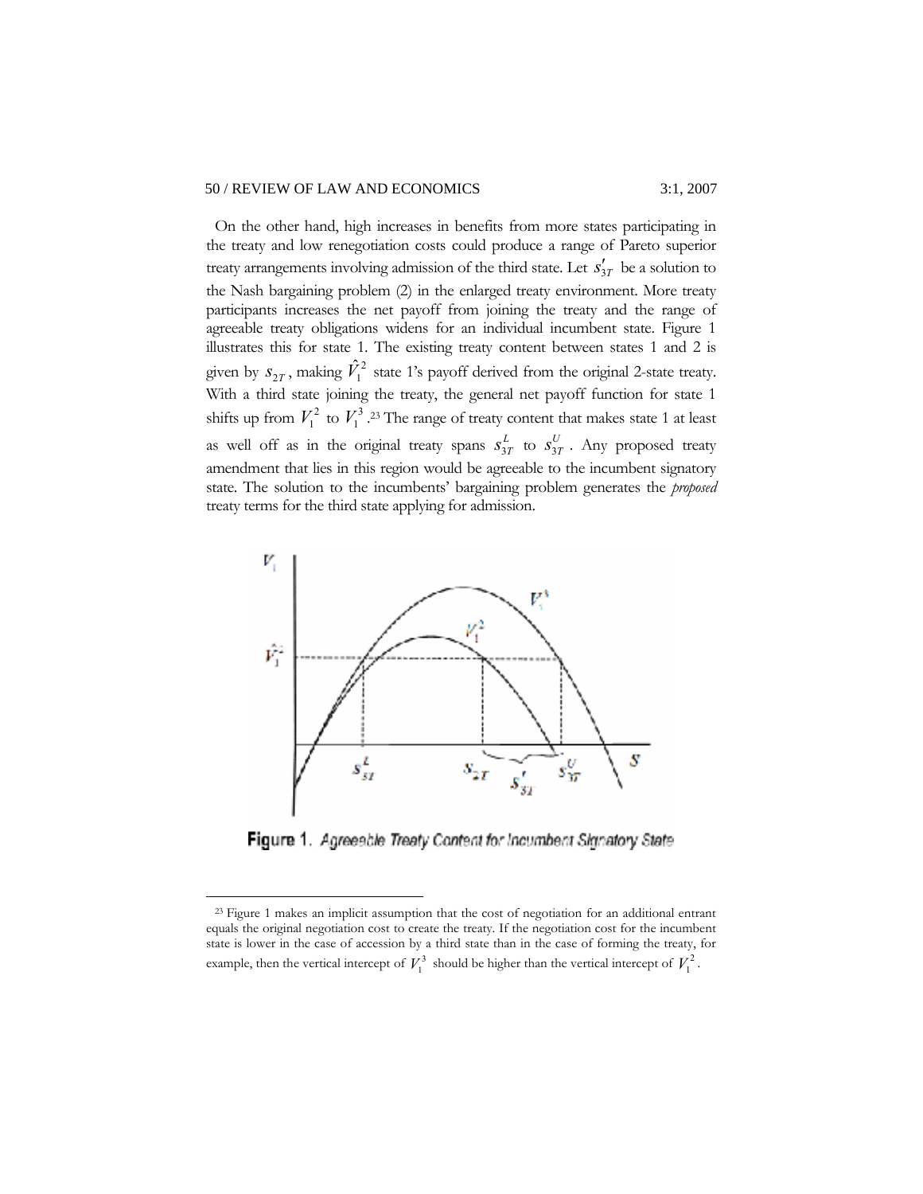On the other hand, high increases in benefits from more states participating in the treaty and low renegotiation costs could produce a range of Pareto superior treaty arrangements involving admission of the third state. Let $s'_{3T}$ be a solution to the Nash bargaining problem (2) in the enlarged treaty environment. More treaty participants increases the net payoff from joining the treaty and the range of agreeable treaty obligations widens for an individual incumbent state. Figure 1 illustrates this for state 1. The existing treaty content between states 1 and 2 is given by $s_{2T}$, making $\hat{V}_1^2$ state 1's payoff derived from the original 2-state treaty. With a third state joining the treaty, the general net payoff function for state 1 shifts up from $V_1^2$ to $V_1^3$.[23] The range of treaty content that makes state 1 at least as well off as in the original treaty spans $s_{3T}^L$ to $s_{3T}^U$. Any proposed treaty amendment that lies in this region would be agreeable to the incumbent signatory state. The solution to the incumbents' bargaining problem generates the *proposed* treaty terms for the third state applying for admission.

Figure 1. Agreeable Treaty Content for Incumbent Signatory State

[23] Figure 1 makes an implicit assumption that the cost of negotiation for an additional entrant equals the original negotiation cost to create the treaty. If the negotiation cost for the incumbent state is lower in the case of accession by a third state than in the case of forming the treaty, for example, then the vertical intercept of $V_1^3$ should be higher than the vertical intercept of $V_1^2$.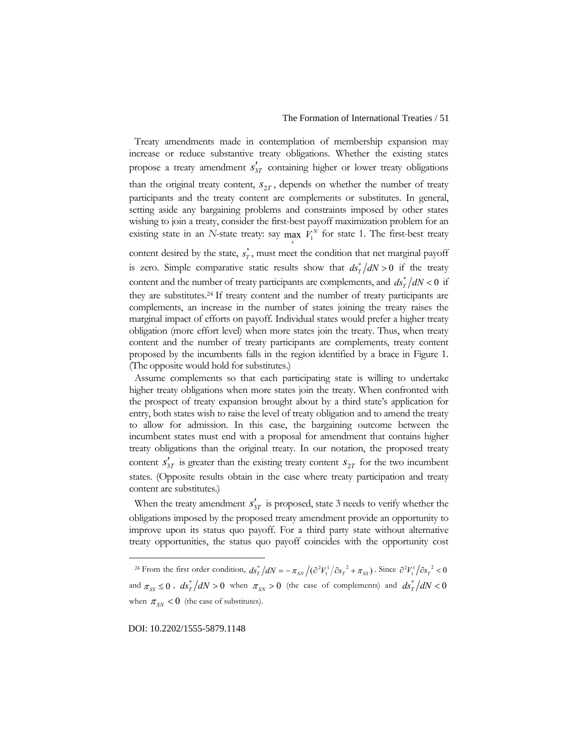Treaty amendments made in contemplation of membership expansion may increase or reduce substantive treaty obligations. Whether the existing states propose a treaty amendment $s'_{3T}$ containing higher or lower treaty obligations than the original treaty content, $s_{2T}$, depends on whether the number of treaty participants and the treaty content are complements or substitutes. In general, setting aside any bargaining problems and constraints imposed by other states wishing to join a treaty, consider the first-best payoff maximization problem for an existing state in an *N*-state treaty: say $\max_s V_1^N$ for state 1. The first-best treaty content desired by the state, $s_T^*$, must meet the condition that net marginal payoff is zero. Simple comparative static results show that $ds_T^*/dN > 0$ if the treaty content and the number of treaty participants are complements, and $ds_T^*/dN < 0$ if they are substitutes.[24] If treaty content and the number of treaty participants are complements, an increase in the number of states joining the treaty raises the marginal impact of efforts on payoff. Individual states would prefer a higher treaty obligation (more effort level) when more states join the treaty. Thus, when treaty content and the number of treaty participants are complements, treaty content proposed by the incumbents falls in the region identified by a brace in Figure 1. (The opposite would hold for substitutes.)

Assume complements so that each participating state is willing to undertake higher treaty obligations when more states join the treaty. When confronted with the prospect of treaty expansion brought about by a third state's application for entry, both states wish to raise the level of treaty obligation and to amend the treaty to allow for admission. In this case, the bargaining outcome between the incumbent states must end with a proposal for amendment that contains higher treaty obligations than the original treaty. In our notation, the proposed treaty content $s'_{3T}$ is greater than the existing treaty content $s_{2T}$ for the two incumbent states. (Opposite results obtain in the case where treaty participation and treaty content are substitutes.)

When the treaty amendment $s'_{3T}$ is proposed, state 3 needs to verify whether the obligations imposed by the proposed treaty amendment provide an opportunity to improve upon its status quo payoff. For a third party state without alternative treaty opportunities, the status quo payoff coincides with the opportunity cost

---

[24] From the first order condition, $ds_T^*/dN = -\pi_{SN}/(\partial^2 V_1^1/\partial s_T^{\,2} + \pi_{SS})$. Since $\partial^2 V_1^1/\partial s_T^{\,2} < 0$ and $\pi_{SS} \leq 0$, $ds_T^*/dN > 0$ when $\pi_{SN} > 0$ (the case of complements) and $ds_T^*/dN < 0$ when $\pi_{SN} < 0$ (the case of substitutes).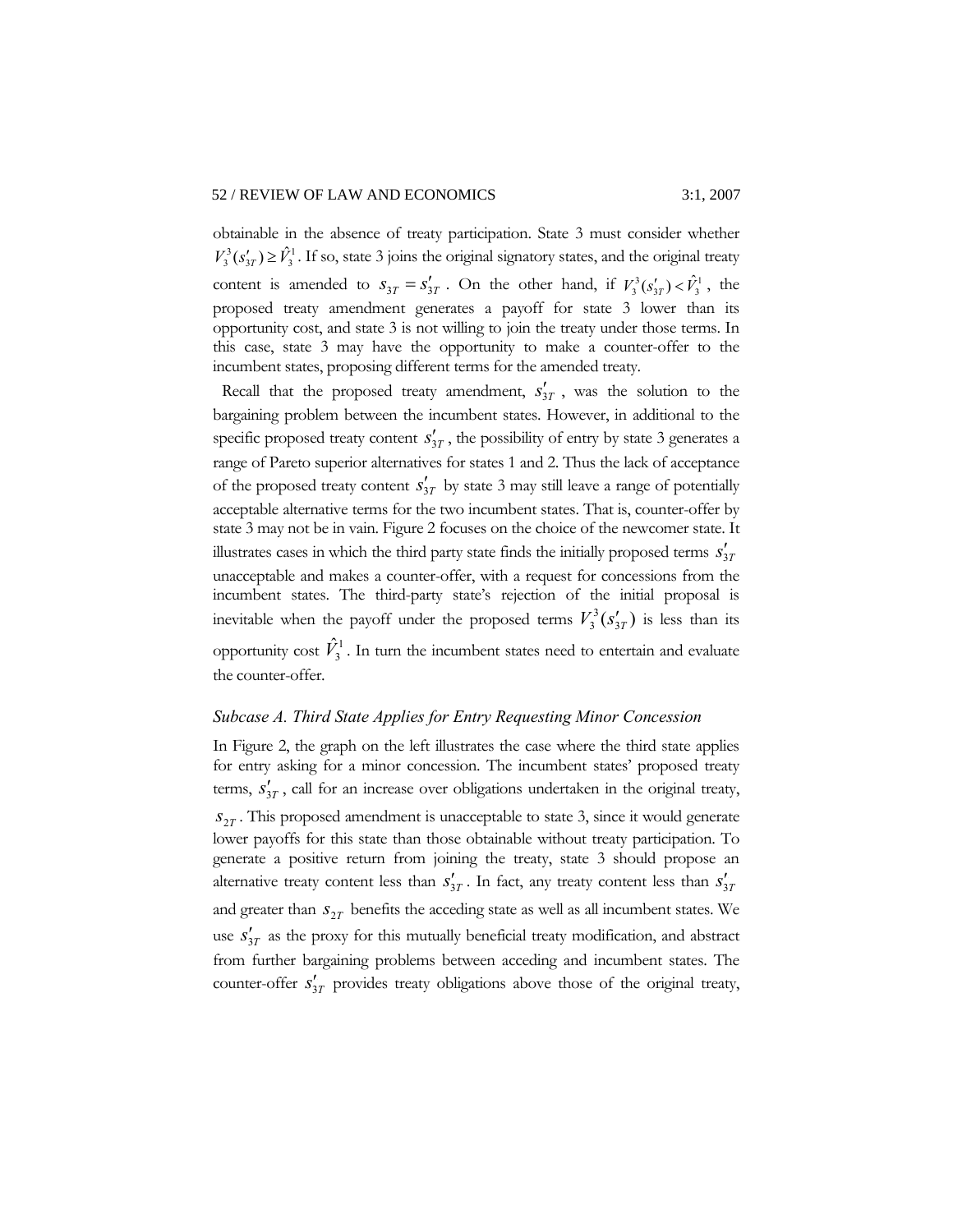obtainable in the absence of treaty participation. State 3 must consider whether $V_3^3(s'_{3T}) \geq \hat{V}_3^1$. If so, state 3 joins the original signatory states, and the original treaty content is amended to $s_{3T} = s'_{3T}$. On the other hand, if $V_3^3(s'_{3T}) < \hat{V}_3^1$, the proposed treaty amendment generates a payoff for state 3 lower than its opportunity cost, and state 3 is not willing to join the treaty under those terms. In this case, state 3 may have the opportunity to make a counter-offer to the incumbent states, proposing different terms for the amended treaty.

Recall that the proposed treaty amendment, $s'_{3T}$, was the solution to the bargaining problem between the incumbent states. However, in additional to the specific proposed treaty content $s'_{3T}$, the possibility of entry by state 3 generates a range of Pareto superior alternatives for states 1 and 2. Thus the lack of acceptance of the proposed treaty content $s'_{3T}$ by state 3 may still leave a range of potentially acceptable alternative terms for the two incumbent states. That is, counter-offer by state 3 may not be in vain. Figure 2 focuses on the choice of the newcomer state. It illustrates cases in which the third party state finds the initially proposed terms $s'_{3T}$ unacceptable and makes a counter-offer, with a request for concessions from the incumbent states. The third-party state's rejection of the initial proposal is inevitable when the payoff under the proposed terms $V_3^3(s'_{3T})$ is less than its opportunity cost $\hat{V}_3^1$. In turn the incumbent states need to entertain and evaluate the counter-offer.

### *Subcase A. Third State Applies for Entry Requesting Minor Concession*

In Figure 2, the graph on the left illustrates the case where the third state applies for entry asking for a minor concession. The incumbent states' proposed treaty terms, $s'_{3T}$, call for an increase over obligations undertaken in the original treaty, $s_{2T}$. This proposed amendment is unacceptable to state 3, since it would generate lower payoffs for this state than those obtainable without treaty participation. To generate a positive return from joining the treaty, state 3 should propose an alternative treaty content less than $s'_{3T}$. In fact, any treaty content less than $s'_{3T}$ and greater than $s_{2T}$ benefits the acceding state as well as all incumbent states. We use $s'_{3T}$ as the proxy for this mutually beneficial treaty modification, and abstract from further bargaining problems between acceding and incumbent states. The counter-offer $s'_{3T}$ provides treaty obligations above those of the original treaty,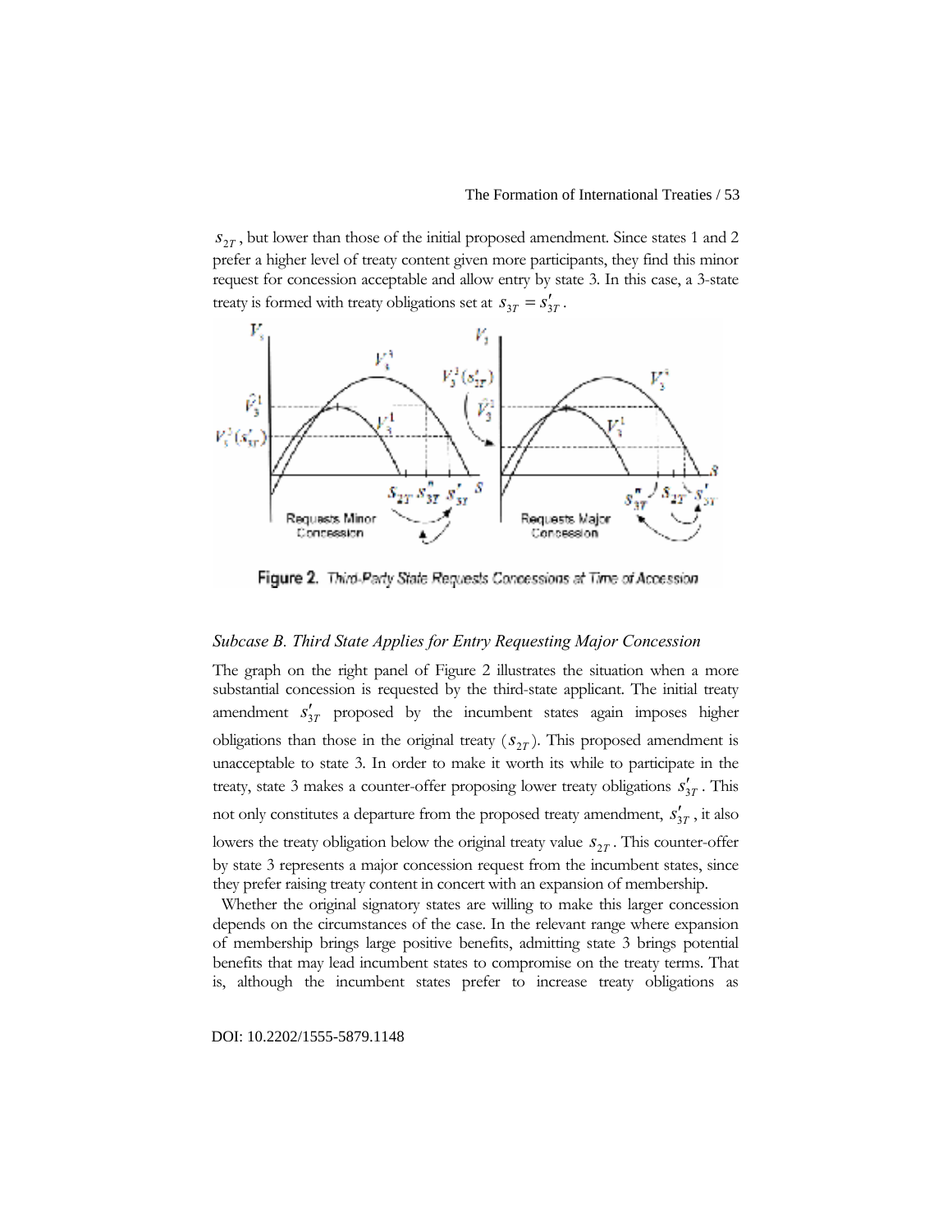$s_{2T}$, but lower than those of the initial proposed amendment. Since states 1 and 2 prefer a higher level of treaty content given more participants, they find this minor request for concession acceptable and allow entry by state 3. In this case, a 3-state treaty is formed with treaty obligations set at $s_{3T} = s'_{3T}$.

Figure 2. Third-Party State Requests Concessions at Time of Accession

### *Subcase B. Third State Applies for Entry Requesting Major Concession*

The graph on the right panel of Figure 2 illustrates the situation when a more substantial concession is requested by the third-state applicant. The initial treaty amendment $s'_{3T}$ proposed by the incumbent states again imposes higher obligations than those in the original treaty ($s_{2T}$). This proposed amendment is unacceptable to state 3. In order to make it worth its while to participate in the treaty, state 3 makes a counter-offer proposing lower treaty obligations $s'_{3T}$. This not only constitutes a departure from the proposed treaty amendment, $s'_{3T}$, it also lowers the treaty obligation below the original treaty value $s_{2T}$. This counter-offer by state 3 represents a major concession request from the incumbent states, since they prefer raising treaty content in concert with an expansion of membership.

Whether the original signatory states are willing to make this larger concession depends on the circumstances of the case. In the relevant range where expansion of membership brings large positive benefits, admitting state 3 brings potential benefits that may lead incumbent states to compromise on the treaty terms. That is, although the incumbent states prefer to increase treaty obligations as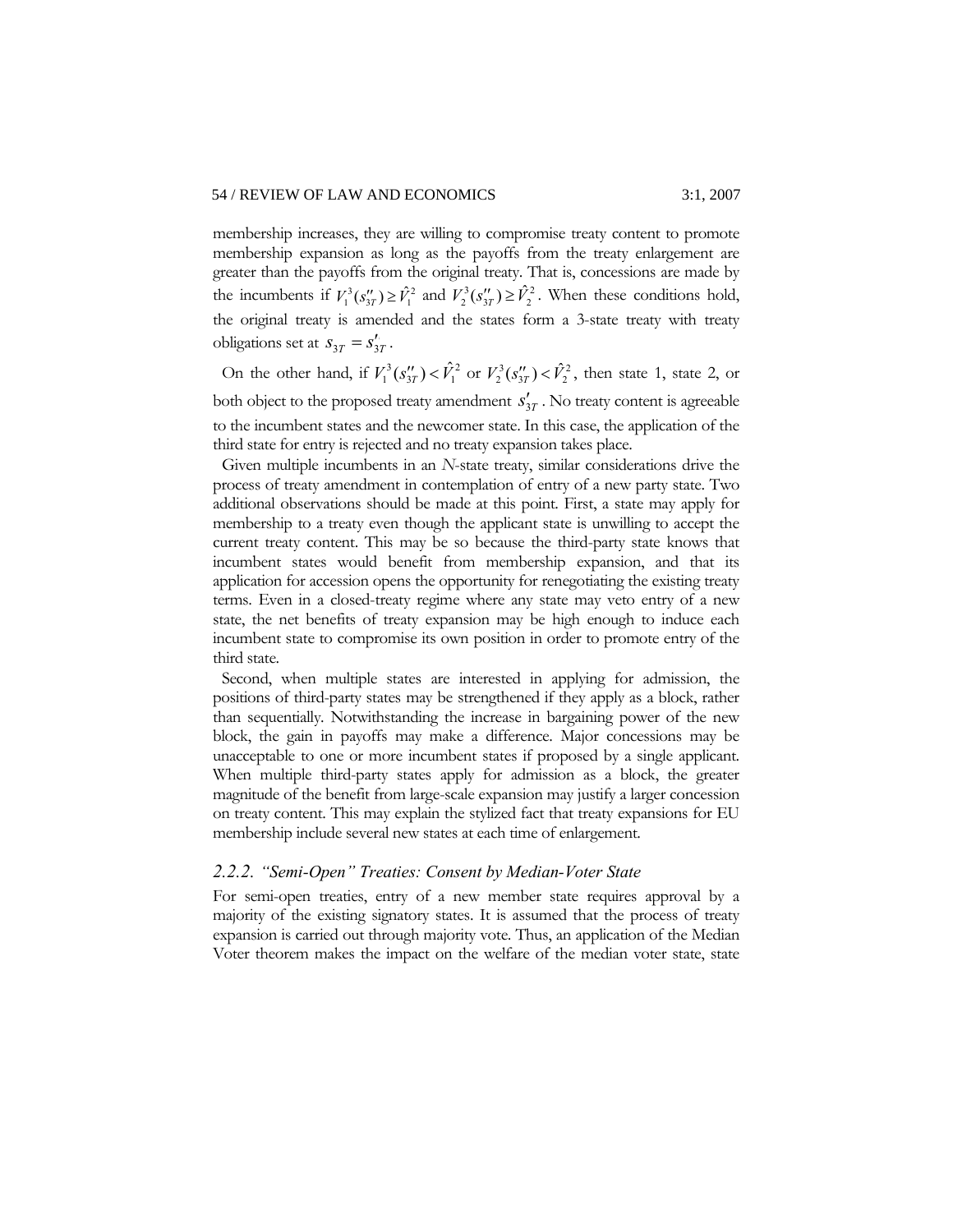membership increases, they are willing to compromise treaty content to promote membership expansion as long as the payoffs from the treaty enlargement are greater than the payoffs from the original treaty. That is, concessions are made by the incumbents if $V_1^3(s''_{3T}) \geq \hat{V}_1^2$ and $V_2^3(s''_{3T}) \geq \hat{V}_2^2$. When these conditions hold, the original treaty is amended and the states form a 3-state treaty with treaty obligations set at $s_{3T} = s'_{3T}$.

On the other hand, if $V_1^3(s''_{3T}) < \hat{V}_1^2$ or $V_2^3(s''_{3T}) < \hat{V}_2^2$, then state 1, state 2, or both object to the proposed treaty amendment $s'_{3T}$. No treaty content is agreeable to the incumbent states and the newcomer state. In this case, the application of the third state for entry is rejected and no treaty expansion takes place.

Given multiple incumbents in an *N*-state treaty, similar considerations drive the process of treaty amendment in contemplation of entry of a new party state. Two additional observations should be made at this point. First, a state may apply for membership to a treaty even though the applicant state is unwilling to accept the current treaty content. This may be so because the third-party state knows that incumbent states would benefit from membership expansion, and that its application for accession opens the opportunity for renegotiating the existing treaty terms. Even in a closed-treaty regime where any state may veto entry of a new state, the net benefits of treaty expansion may be high enough to induce each incumbent state to compromise its own position in order to promote entry of the third state.

Second, when multiple states are interested in applying for admission, the positions of third-party states may be strengthened if they apply as a block, rather than sequentially. Notwithstanding the increase in bargaining power of the new block, the gain in payoffs may make a difference. Major concessions may be unacceptable to one or more incumbent states if proposed by a single applicant. When multiple third-party states apply for admission as a block, the greater magnitude of the benefit from large-scale expansion may justify a larger concession on treaty content. This may explain the stylized fact that treaty expansions for EU membership include several new states at each time of enlargement.

### *2.2.2. "Semi-Open" Treaties: Consent by Median-Voter State*

For semi-open treaties, entry of a new member state requires approval by a majority of the existing signatory states. It is assumed that the process of treaty expansion is carried out through majority vote. Thus, an application of the Median Voter theorem makes the impact on the welfare of the median voter state, state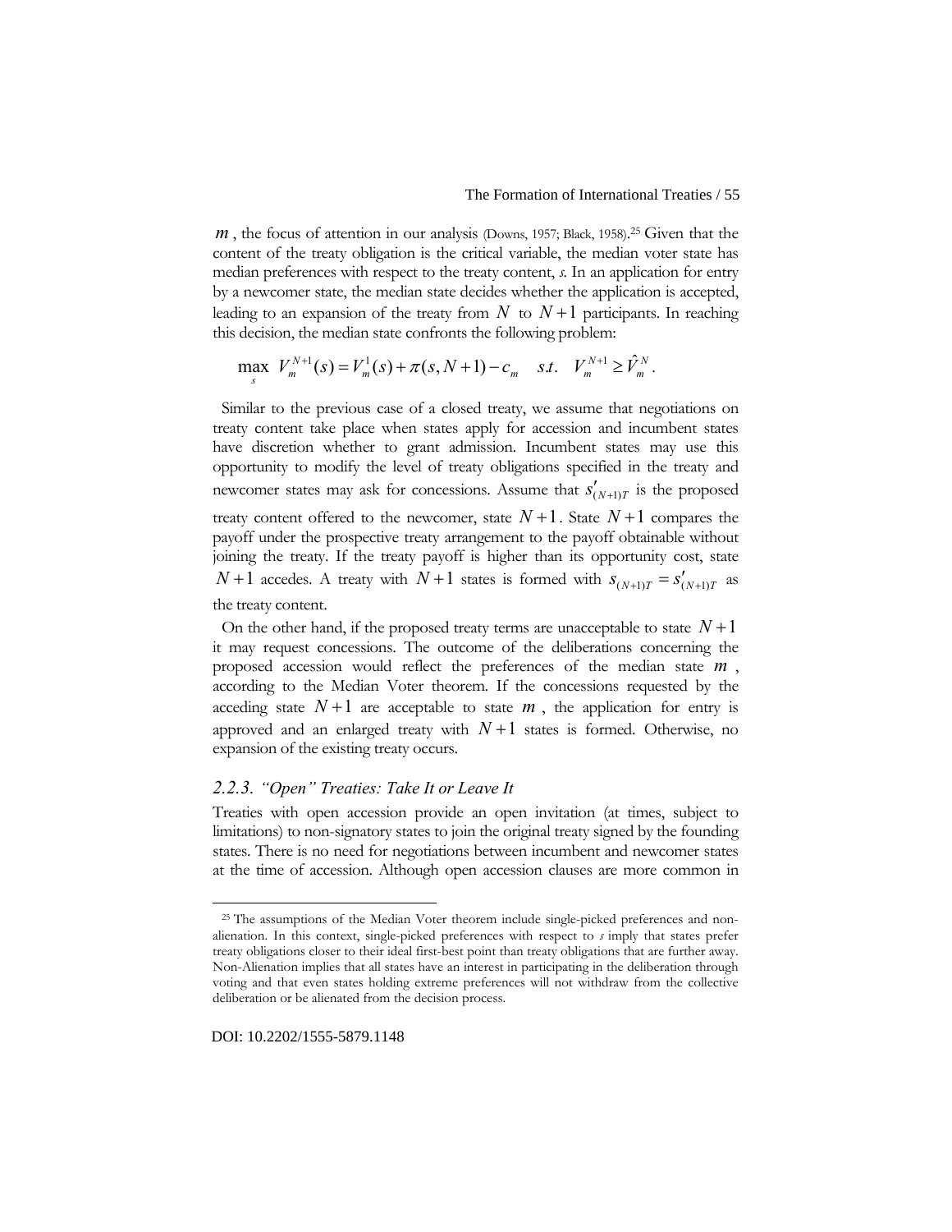$m$, the focus of attention in our analysis (Downs, 1957; Black, 1958).[25] Given that the content of the treaty obligation is the critical variable, the median voter state has median preferences with respect to the treaty content, *s*. In an application for entry by a newcomer state, the median state decides whether the application is accepted, leading to an expansion of the treaty from $N$ to $N+1$ participants. In reaching this decision, the median state confronts the following problem:

$$\max_{s} \; V_m^{N+1}(s) = V_m^1(s) + \pi(s, N+1) - c_m \quad s.t. \quad V_m^{N+1} \geq \hat{V}_m^N .$$

Similar to the previous case of a closed treaty, we assume that negotiations on treaty content take place when states apply for accession and incumbent states have discretion whether to grant admission. Incumbent states may use this opportunity to modify the level of treaty obligations specified in the treaty and newcomer states may ask for concessions. Assume that $s'_{(N+1)T}$ is the proposed treaty content offered to the newcomer, state $N+1$. State $N+1$ compares the payoff under the prospective treaty arrangement to the payoff obtainable without joining the treaty. If the treaty payoff is higher than its opportunity cost, state $N+1$ accedes. A treaty with $N+1$ states is formed with $s_{(N+1)T} = s'_{(N+1)T}$ as the treaty content.

On the other hand, if the proposed treaty terms are unacceptable to state $N+1$ it may request concessions. The outcome of the deliberations concerning the proposed accession would reflect the preferences of the median state $m$, according to the Median Voter theorem. If the concessions requested by the acceding state $N+1$ are acceptable to state $m$, the application for entry is approved and an enlarged treaty with $N+1$ states is formed. Otherwise, no expansion of the existing treaty occurs.

### *2.2.3. "Open" Treaties: Take It or Leave It*

Treaties with open accession provide an open invitation (at times, subject to limitations) to non-signatory states to join the original treaty signed by the founding states. There is no need for negotiations between incumbent and newcomer states at the time of accession. Although open accession clauses are more common in

---

[25] The assumptions of the Median Voter theorem include single-picked preferences and non-alienation. In this context, single-picked preferences with respect to *s* imply that states prefer treaty obligations closer to their ideal first-best point than treaty obligations that are further away. Non-Alienation implies that all states have an interest in participating in the deliberation through voting and that even states holding extreme preferences will not withdraw from the collective deliberation or be alienated from the decision process.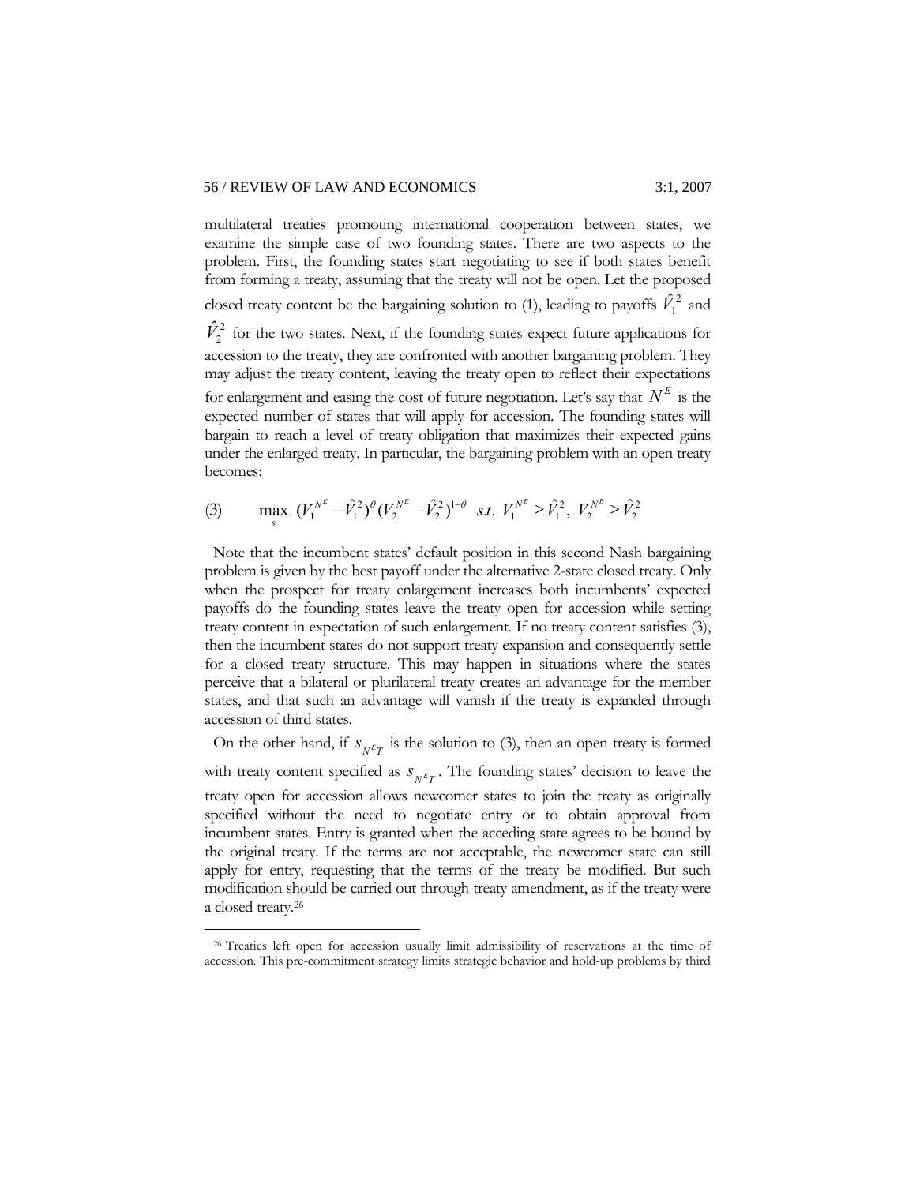multilateral treaties promoting international cooperation between states, we examine the simple case of two founding states. There are two aspects to the problem. First, the founding states start negotiating to see if both states benefit from forming a treaty, assuming that the treaty will not be open. Let the proposed closed treaty content be the bargaining solution to (1), leading to payoffs $\hat{V}_1^2$ and $\hat{V}_2^2$ for the two states. Next, if the founding states expect future applications for accession to the treaty, they are confronted with another bargaining problem. They may adjust the treaty content, leaving the treaty open to reflect their expectations for enlargement and easing the cost of future negotiation. Let's say that $N^E$ is the expected number of states that will apply for accession. The founding states will bargain to reach a level of treaty obligation that maximizes their expected gains under the enlarged treaty. In particular, the bargaining problem with an open treaty becomes:

$$(3) \qquad \max_{s} \ (V_1^{N^E} - \hat{V}_1^2)^{\theta} (V_2^{N^E} - \hat{V}_2^2)^{1-\theta} \ \ s.t. \ V_1^{N^E} \geq \hat{V}_1^2, \ V_2^{N^E} \geq \hat{V}_2^2$$

Note that the incumbent states' default position in this second Nash bargaining problem is given by the best payoff under the alternative 2-state closed treaty. Only when the prospect for treaty enlargement increases both incumbents' expected payoffs do the founding states leave the treaty open for accession while setting treaty content in expectation of such enlargement. If no treaty content satisfies (3), then the incumbent states do not support treaty expansion and consequently settle for a closed treaty structure. This may happen in situations where the states perceive that a bilateral or plurilateral treaty creates an advantage for the member states, and that such an advantage will vanish if the treaty is expanded through accession of third states.

On the other hand, if $s_{N^E T}$ is the solution to (3), then an open treaty is formed with treaty content specified as $s_{N^E T}$. The founding states' decision to leave the treaty open for accession allows newcomer states to join the treaty as originally specified without the need to negotiate entry or to obtain approval from incumbent states. Entry is granted when the acceding state agrees to be bound by the original treaty. If the terms are not acceptable, the newcomer state can still apply for entry, requesting that the terms of the treaty be modified. But such modification should be carried out through treaty amendment, as if the treaty were a closed treaty.[26]

[26] Treaties left open for accession usually limit admissibility of reservations at the time of accession. This pre-commitment strategy limits strategic behavior and hold-up problems by third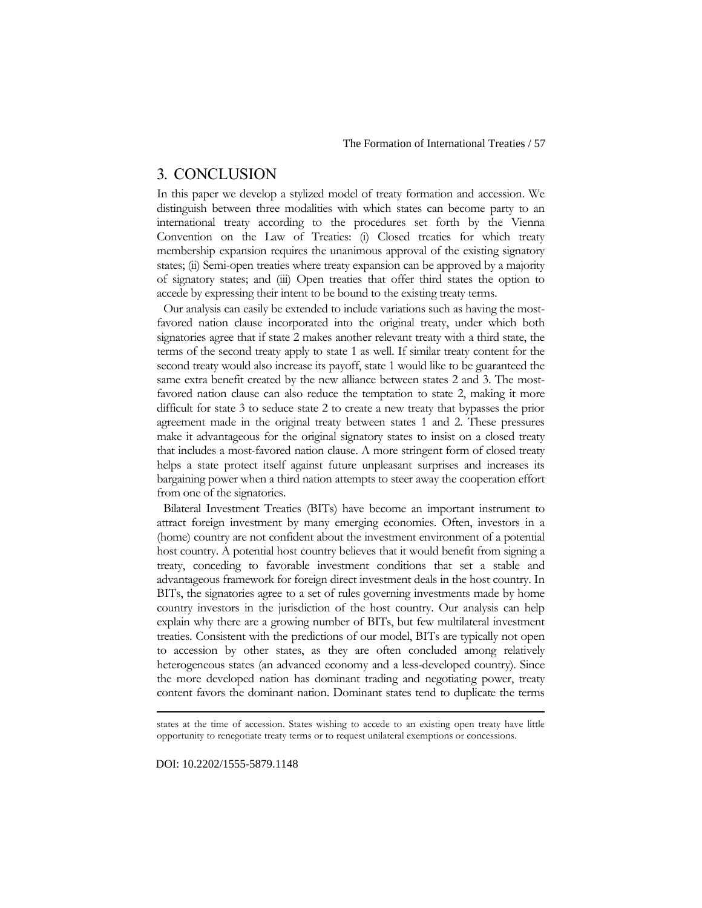## 3. CONCLUSION

In this paper we develop a stylized model of treaty formation and accession. We distinguish between three modalities with which states can become party to an international treaty according to the procedures set forth by the Vienna Convention on the Law of Treaties: (i) Closed treaties for which treaty membership expansion requires the unanimous approval of the existing signatory states; (ii) Semi-open treaties where treaty expansion can be approved by a majority of signatory states; and (iii) Open treaties that offer third states the option to accede by expressing their intent to be bound to the existing treaty terms.

Our analysis can easily be extended to include variations such as having the most-favored nation clause incorporated into the original treaty, under which both signatories agree that if state 2 makes another relevant treaty with a third state, the terms of the second treaty apply to state 1 as well. If similar treaty content for the second treaty would also increase its payoff, state 1 would like to be guaranteed the same extra benefit created by the new alliance between states 2 and 3. The most-favored nation clause can also reduce the temptation to state 2, making it more difficult for state 3 to seduce state 2 to create a new treaty that bypasses the prior agreement made in the original treaty between states 1 and 2. These pressures make it advantageous for the original signatory states to insist on a closed treaty that includes a most-favored nation clause. A more stringent form of closed treaty helps a state protect itself against future unpleasant surprises and increases its bargaining power when a third nation attempts to steer away the cooperation effort from one of the signatories.

Bilateral Investment Treaties (BITs) have become an important instrument to attract foreign investment by many emerging economies. Often, investors in a (home) country are not confident about the investment environment of a potential host country. A potential host country believes that it would benefit from signing a treaty, conceding to favorable investment conditions that set a stable and advantageous framework for foreign direct investment deals in the host country. In BITs, the signatories agree to a set of rules governing investments made by home country investors in the jurisdiction of the host country. Our analysis can help explain why there are a growing number of BITs, but few multilateral investment treaties. Consistent with the predictions of our model, BITs are typically not open to accession by other states, as they are often concluded among relatively heterogeneous states (an advanced economy and a less-developed country). Since the more developed nation has dominant trading and negotiating power, treaty content favors the dominant nation. Dominant states tend to duplicate the terms

states at the time of accession. States wishing to accede to an existing open treaty have little opportunity to renegotiate treaty terms or to request unilateral exemptions or concessions.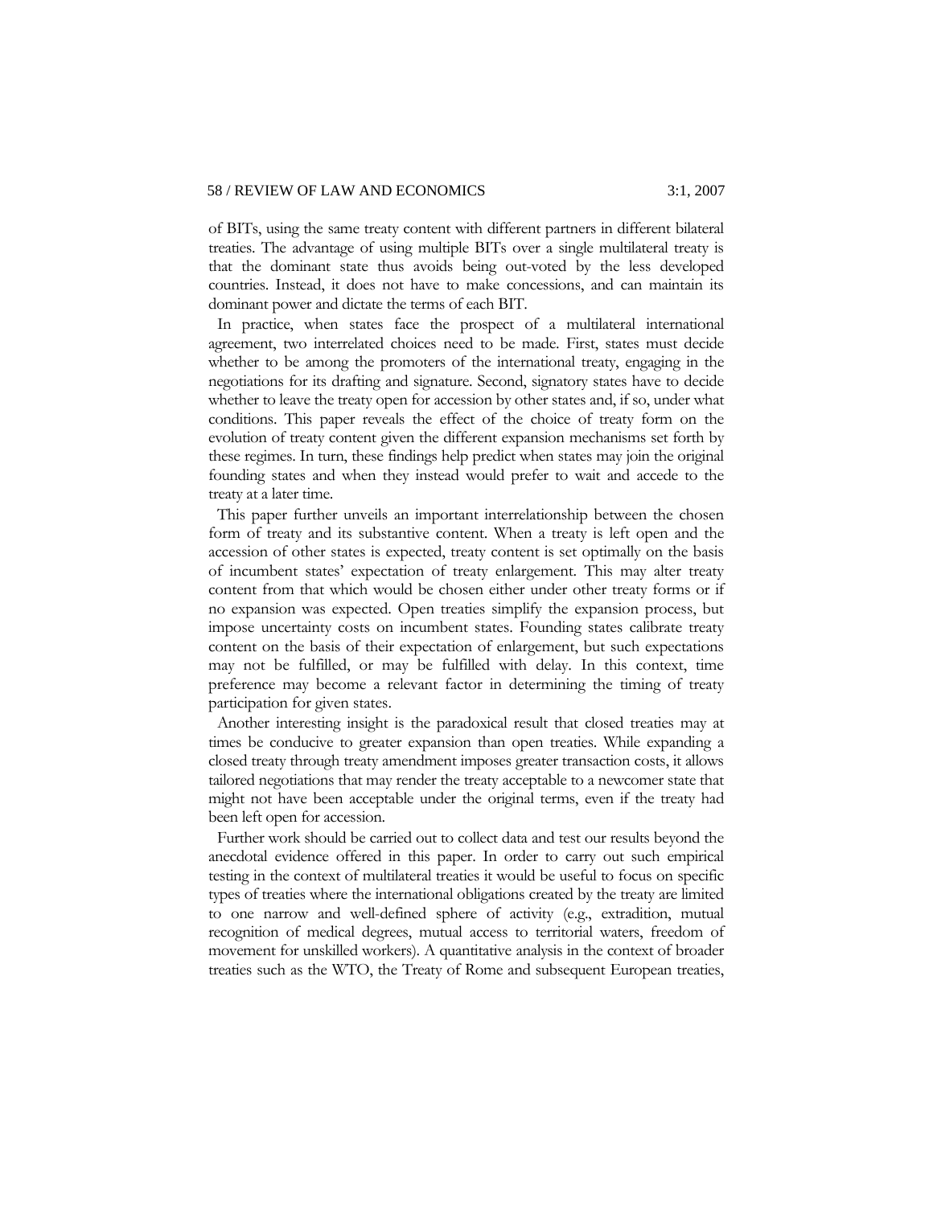of BITs, using the same treaty content with different partners in different bilateral treaties. The advantage of using multiple BITs over a single multilateral treaty is that the dominant state thus avoids being out-voted by the less developed countries. Instead, it does not have to make concessions, and can maintain its dominant power and dictate the terms of each BIT.

In practice, when states face the prospect of a multilateral international agreement, two interrelated choices need to be made. First, states must decide whether to be among the promoters of the international treaty, engaging in the negotiations for its drafting and signature. Second, signatory states have to decide whether to leave the treaty open for accession by other states and, if so, under what conditions. This paper reveals the effect of the choice of treaty form on the evolution of treaty content given the different expansion mechanisms set forth by these regimes. In turn, these findings help predict when states may join the original founding states and when they instead would prefer to wait and accede to the treaty at a later time.

This paper further unveils an important interrelationship between the chosen form of treaty and its substantive content. When a treaty is left open and the accession of other states is expected, treaty content is set optimally on the basis of incumbent states' expectation of treaty enlargement. This may alter treaty content from that which would be chosen either under other treaty forms or if no expansion was expected. Open treaties simplify the expansion process, but impose uncertainty costs on incumbent states. Founding states calibrate treaty content on the basis of their expectation of enlargement, but such expectations may not be fulfilled, or may be fulfilled with delay. In this context, time preference may become a relevant factor in determining the timing of treaty participation for given states.

Another interesting insight is the paradoxical result that closed treaties may at times be conducive to greater expansion than open treaties. While expanding a closed treaty through treaty amendment imposes greater transaction costs, it allows tailored negotiations that may render the treaty acceptable to a newcomer state that might not have been acceptable under the original terms, even if the treaty had been left open for accession.

Further work should be carried out to collect data and test our results beyond the anecdotal evidence offered in this paper. In order to carry out such empirical testing in the context of multilateral treaties it would be useful to focus on specific types of treaties where the international obligations created by the treaty are limited to one narrow and well-defined sphere of activity (e.g., extradition, mutual recognition of medical degrees, mutual access to territorial waters, freedom of movement for unskilled workers). A quantitative analysis in the context of broader treaties such as the WTO, the Treaty of Rome and subsequent European treaties,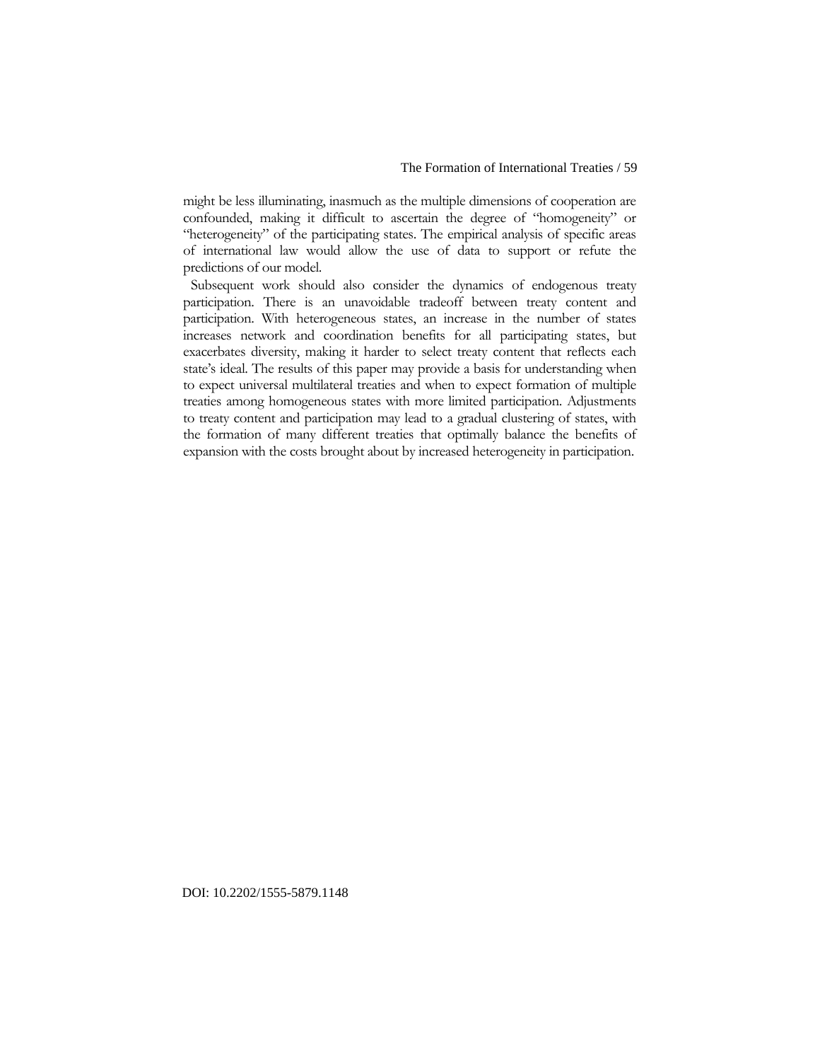might be less illuminating, inasmuch as the multiple dimensions of cooperation are confounded, making it difficult to ascertain the degree of "homogeneity" or "heterogeneity" of the participating states. The empirical analysis of specific areas of international law would allow the use of data to support or refute the predictions of our model.

Subsequent work should also consider the dynamics of endogenous treaty participation. There is an unavoidable tradeoff between treaty content and participation. With heterogeneous states, an increase in the number of states increases network and coordination benefits for all participating states, but exacerbates diversity, making it harder to select treaty content that reflects each state's ideal. The results of this paper may provide a basis for understanding when to expect universal multilateral treaties and when to expect formation of multiple treaties among homogeneous states with more limited participation. Adjustments to treaty content and participation may lead to a gradual clustering of states, with the formation of many different treaties that optimally balance the benefits of expansion with the costs brought about by increased heterogeneity in participation.

DOI: 10.2202/1555-5879.1148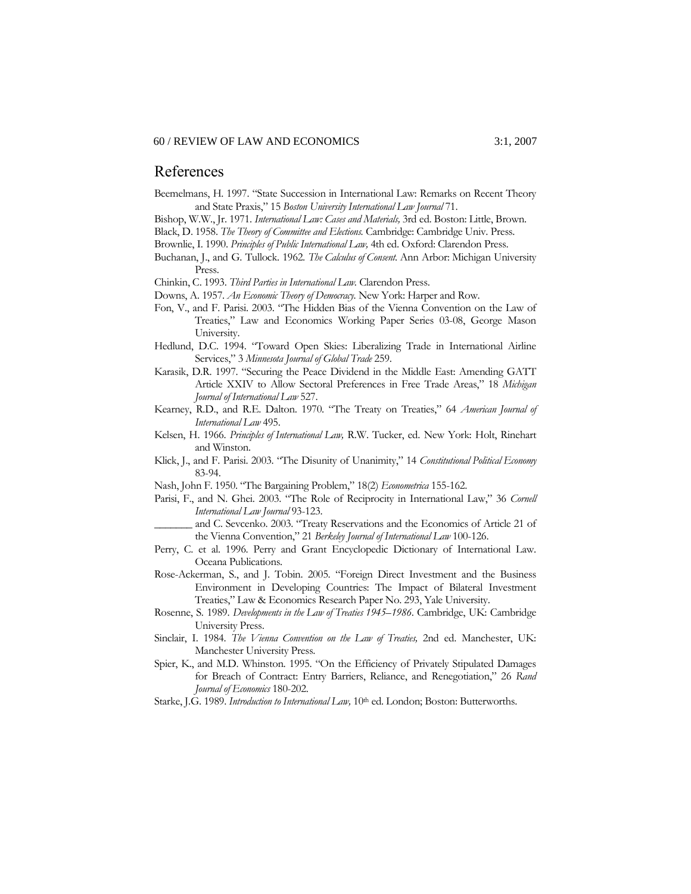# References

Beemelmans, H. 1997. "State Succession in International Law: Remarks on Recent Theory and State Praxis," 15 *Boston University International Law Journal* 71.

Bishop, W.W., Jr. 1971. *International Law: Cases and Materials,* 3rd ed. Boston: Little, Brown.

Black, D. 1958. *The Theory of Committee and Elections.* Cambridge: Cambridge Univ. Press.

Brownlie, I. 1990. *Principles of Public International Law,* 4th ed. Oxford: Clarendon Press.

Buchanan, J., and G. Tullock. 1962. *The Calculus of Consent.* Ann Arbor: Michigan University Press.

Chinkin, C. 1993. *Third Parties in International Law.* Clarendon Press.

Downs, A. 1957. *An Economic Theory of Democracy.* New York: Harper and Row.

Fon, V., and F. Parisi. 2003. "The Hidden Bias of the Vienna Convention on the Law of Treaties," Law and Economics Working Paper Series 03-08, George Mason University.

Hedlund, D.C. 1994. "Toward Open Skies: Liberalizing Trade in International Airline Services," 3 *Minnesota Journal of Global Trade* 259.

Karasik, D.R. 1997. "Securing the Peace Dividend in the Middle East: Amending GATT Article XXIV to Allow Sectoral Preferences in Free Trade Areas," 18 *Michigan Journal of International Law* 527.

Kearney, R.D., and R.E. Dalton. 1970. "The Treaty on Treaties," 64 *American Journal of International Law* 495.

Kelsen, H. 1966. *Principles of International Law,* R.W. Tucker, ed. New York: Holt, Rinehart and Winston.

Klick, J., and F. Parisi. 2003. "The Disunity of Unanimity," 14 *Constitutional Political Economy* 83-94.

Nash, John F. 1950. "The Bargaining Problem," 18(2) *Econometrica* 155-162.

Parisi, F., and N. Ghei. 2003. "The Role of Reciprocity in International Law," 36 *Cornell International Law Journal* 93-123.

_______ and C. Sevcenko. 2003. "Treaty Reservations and the Economics of Article 21 of the Vienna Convention," 21 *Berkeley Journal of International Law* 100-126.

Perry, C. et al. 1996. Perry and Grant Encyclopedic Dictionary of International Law. Oceana Publications.

Rose-Ackerman, S., and J. Tobin. 2005. "Foreign Direct Investment and the Business Environment in Developing Countries: The Impact of Bilateral Investment Treaties," Law & Economics Research Paper No. 293, Yale University.

Rosenne, S. 1989. *Developments in the Law of Treaties 1945–1986.* Cambridge, UK: Cambridge University Press.

Sinclair, I. 1984. *The Vienna Convention on the Law of Treaties,* 2nd ed. Manchester, UK: Manchester University Press.

Spier, K., and M.D. Whinston. 1995. "On the Efficiency of Privately Stipulated Damages for Breach of Contract: Entry Barriers, Reliance, and Renegotiation," 26 *Rand Journal of Economics* 180-202.

Starke, J.G. 1989. *Introduction to International Law,* 10th ed. London; Boston: Butterworths.